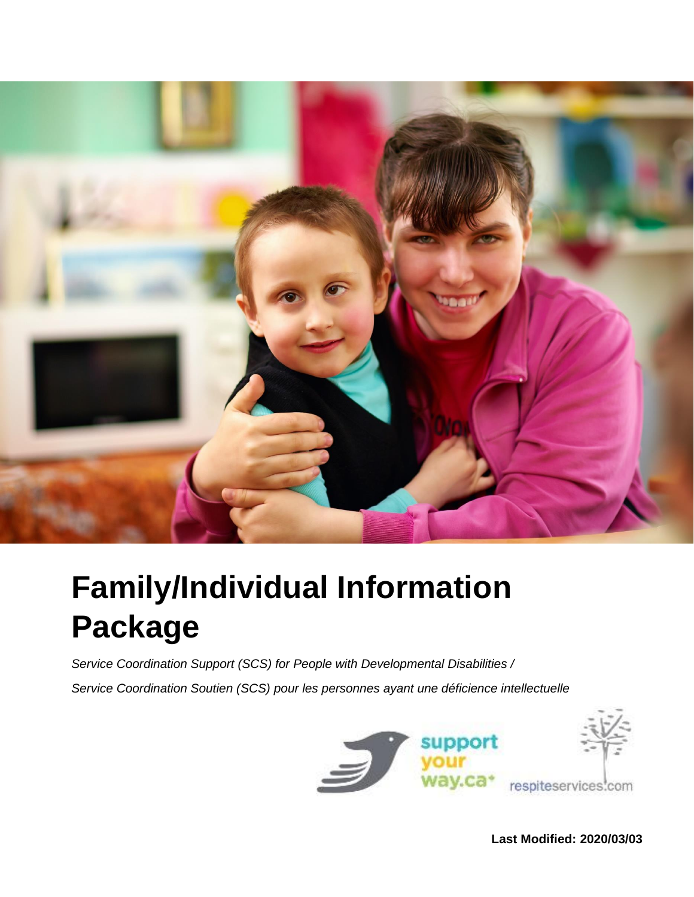# Family/Individual Information Package

*Service Coordination Support (SCS) for People with Developmental Disabilities /*

*Service Coordination Soutien (SCS) pour les personnes ayant une déficience intellectuelle*

support your way.ca

respiteservices.com

**Last Modified: 2020/03/03**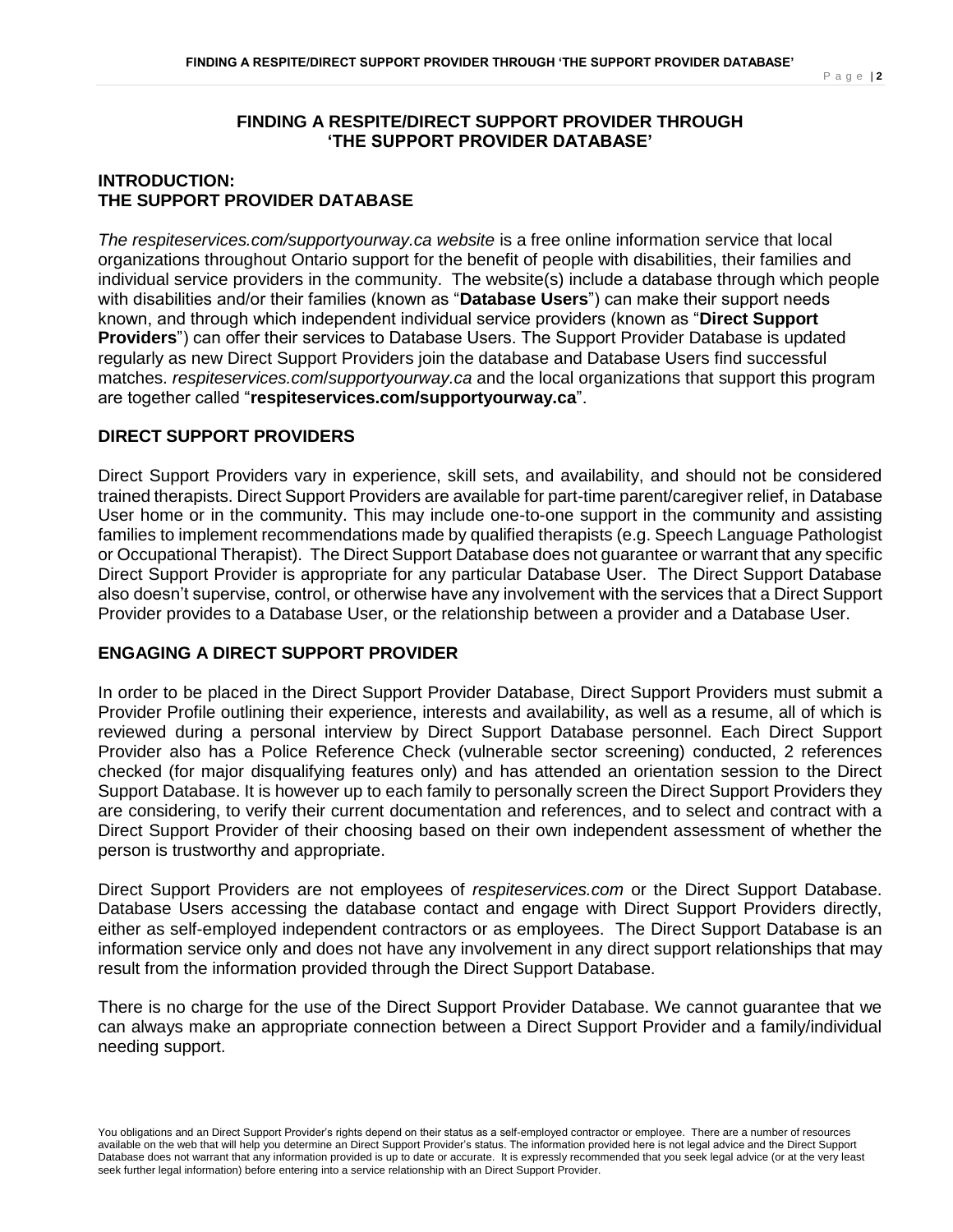# FINDING A RESPITE/DIRECT SUPPORT PROVIDER THROUGH 'THE SUPPORT PROVIDER DATABASE'

## INTRODUCTION: THE SUPPORT PROVIDER DATABASE

*The respiteservices.com/supportyourway.ca website* is a free online information service that local organizations throughout Ontario support for the benefit of people with disabilities, their families and individual service providers in the community. The website(s) include a database through which people with disabilities and/or their families (known as "**Database Users**") can make their support needs known, and through which independent individual service providers (known as "**Direct Support Providers**") can offer their services to Database Users. The Support Provider Database is updated regularly as new Direct Support Providers join the database and Database Users find successful matches. *respiteservices.com*/*supportyourway.ca* and the local organizations that support this program are together called "**respiteservices.com/supportyourway.ca**".

## DIRECT SUPPORT PROVIDERS

Direct Support Providers vary in experience, skill sets, and availability, and should not be considered trained therapists. Direct Support Providers are available for part-time parent/caregiver relief, in Database User home or in the community. This may include one-to-one support in the community and assisting families to implement recommendations made by qualified therapists (e.g. Speech Language Pathologist or Occupational Therapist). The Direct Support Database does not guarantee or warrant that any specific Direct Support Provider is appropriate for any particular Database User. The Direct Support Database also doesn't supervise, control, or otherwise have any involvement with the services that a Direct Support Provider provides to a Database User, or the relationship between a provider and a Database User.

## ENGAGING A DIRECT SUPPORT PROVIDER

In order to be placed in the Direct Support Provider Database, Direct Support Providers must submit a Provider Profile outlining their experience, interests and availability, as well as a resume, all of which is reviewed during a personal interview by Direct Support Database personnel. Each Direct Support Provider also has a Police Reference Check (vulnerable sector screening) conducted, 2 references checked (for major disqualifying features only) and has attended an orientation session to the Direct Support Database. It is however up to each family to personally screen the Direct Support Providers they are considering, to verify their current documentation and references, and to select and contract with a Direct Support Provider of their choosing based on their own independent assessment of whether the person is trustworthy and appropriate.

Direct Support Providers are not employees of *respiteservices.com* or the Direct Support Database. Database Users accessing the database contact and engage with Direct Support Providers directly, either as self-employed independent contractors or as employees. The Direct Support Database is an information service only and does not have any involvement in any direct support relationships that may result from the information provided through the Direct Support Database.

There is no charge for the use of the Direct Support Provider Database. We cannot guarantee that we can always make an appropriate connection between a Direct Support Provider and a family/individual needing support.

You obligations and an Direct Support Provider's rights depend on their status as a self-employed contractor or employee. There are a number of resources available on the web that will help you determine an Direct Support Provider's status. The information provided here is not legal advice and the Direct Support Database does not warrant that any information provided is up to date or accurate. It is expressly recommended that you seek legal advice (or at the very least seek further legal information) before entering into a service relationship with an Direct Support Provider.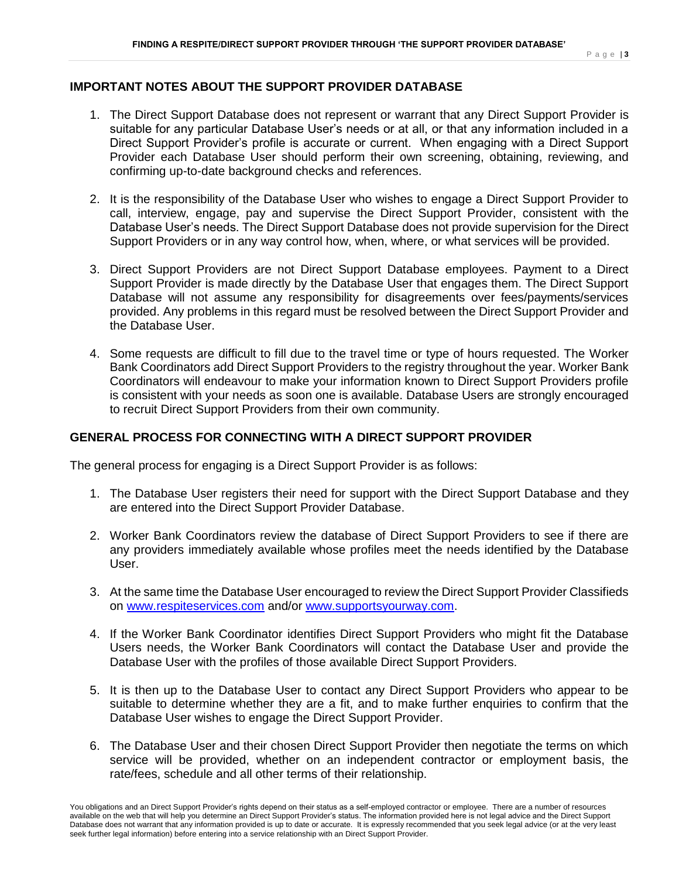## IMPORTANT NOTES ABOUT THE SUPPORT PROVIDER DATABASE

1. The Direct Support Database does not represent or warrant that any Direct Support Provider is suitable for any particular Database User's needs or at all, or that any information included in a Direct Support Provider's profile is accurate or current. When engaging with a Direct Support Provider each Database User should perform their own screening, obtaining, reviewing, and confirming up-to-date background checks and references.

2. It is the responsibility of the Database User who wishes to engage a Direct Support Provider to call, interview, engage, pay and supervise the Direct Support Provider, consistent with the Database User's needs. The Direct Support Database does not provide supervision for the Direct Support Providers or in any way control how, when, where, or what services will be provided.

3. Direct Support Providers are not Direct Support Database employees. Payment to a Direct Support Provider is made directly by the Database User that engages them. The Direct Support Database will not assume any responsibility for disagreements over fees/payments/services provided. Any problems in this regard must be resolved between the Direct Support Provider and the Database User.

4. Some requests are difficult to fill due to the travel time or type of hours requested. The Worker Bank Coordinators add Direct Support Providers to the registry throughout the year. Worker Bank Coordinators will endeavour to make your information known to Direct Support Providers profile is consistent with your needs as soon one is available. Database Users are strongly encouraged to recruit Direct Support Providers from their own community.

## GENERAL PROCESS FOR CONNECTING WITH A DIRECT SUPPORT PROVIDER

The general process for engaging is a Direct Support Provider is as follows:

1. The Database User registers their need for support with the Direct Support Database and they are entered into the Direct Support Provider Database.

2. Worker Bank Coordinators review the database of Direct Support Providers to see if there are any providers immediately available whose profiles meet the needs identified by the Database User.

3. At the same time the Database User encouraged to review the Direct Support Provider Classifieds on www.respiteservices.com and/or www.supportsyourway.com.

4. If the Worker Bank Coordinator identifies Direct Support Providers who might fit the Database Users needs, the Worker Bank Coordinators will contact the Database User and provide the Database User with the profiles of those available Direct Support Providers.

5. It is then up to the Database User to contact any Direct Support Providers who appear to be suitable to determine whether they are a fit, and to make further enquiries to confirm that the Database User wishes to engage the Direct Support Provider.

6. The Database User and their chosen Direct Support Provider then negotiate the terms on which service will be provided, whether on an independent contractor or employment basis, the rate/fees, schedule and all other terms of their relationship.

You obligations and an Direct Support Provider's rights depend on their status as a self-employed contractor or employee. There are a number of resources available on the web that will help you determine an Direct Support Provider's status. The information provided here is not legal advice and the Direct Support Database does not warrant that any information provided is up to date or accurate. It is expressly recommended that you seek legal advice (or at the very least seek further legal information) before entering into a service relationship with an Direct Support Provider.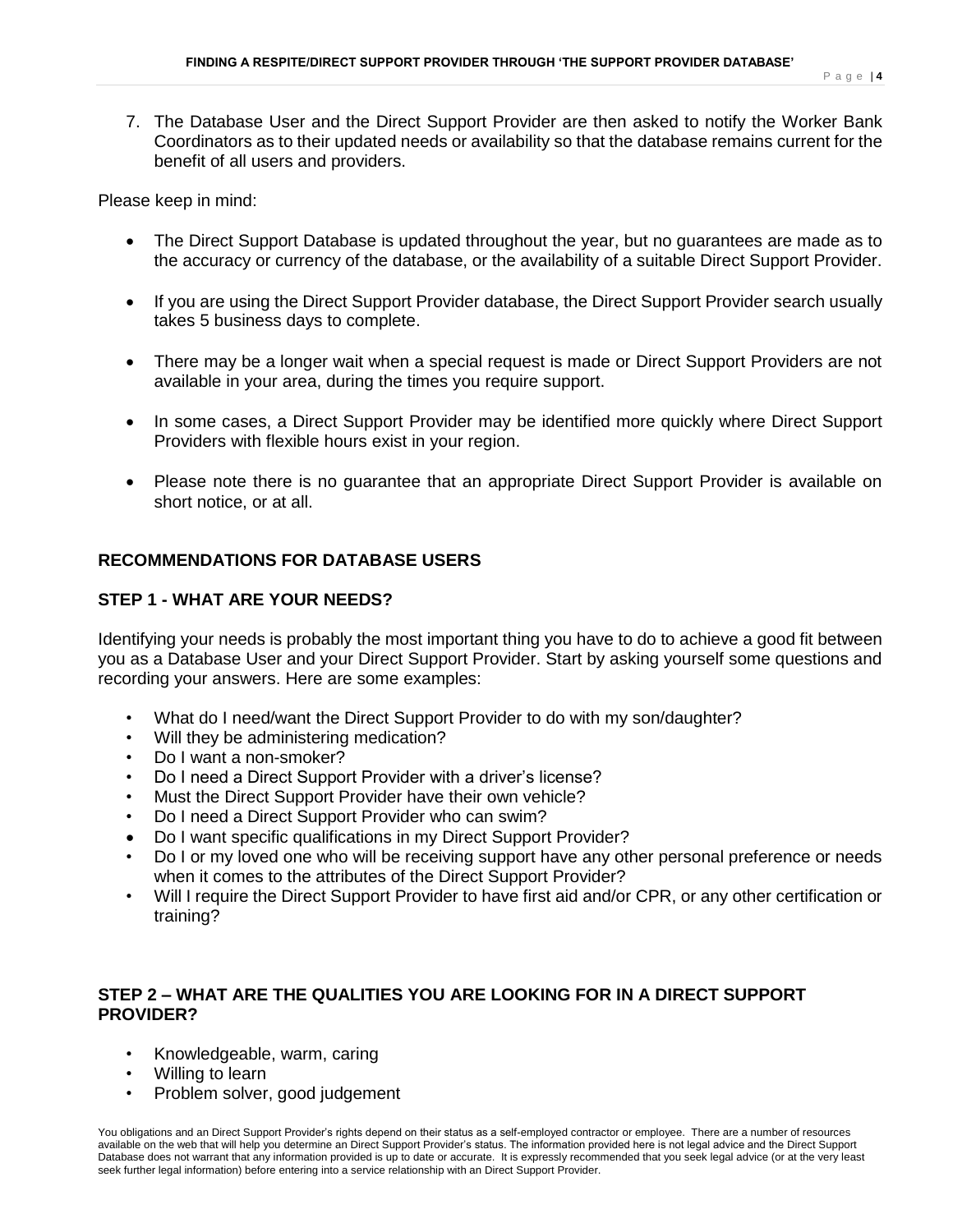7. The Database User and the Direct Support Provider are then asked to notify the Worker Bank Coordinators as to their updated needs or availability so that the database remains current for the benefit of all users and providers.

Please keep in mind:

- The Direct Support Database is updated throughout the year, but no guarantees are made as to the accuracy or currency of the database, or the availability of a suitable Direct Support Provider.
- If you are using the Direct Support Provider database, the Direct Support Provider search usually takes 5 business days to complete.
- There may be a longer wait when a special request is made or Direct Support Providers are not available in your area, during the times you require support.
- In some cases, a Direct Support Provider may be identified more quickly where Direct Support Providers with flexible hours exist in your region.
- Please note there is no guarantee that an appropriate Direct Support Provider is available on short notice, or at all.

## RECOMMENDATIONS FOR DATABASE USERS

### STEP 1 - WHAT ARE YOUR NEEDS?

Identifying your needs is probably the most important thing you have to do to achieve a good fit between you as a Database User and your Direct Support Provider. Start by asking yourself some questions and recording your answers. Here are some examples:

- What do I need/want the Direct Support Provider to do with my son/daughter?
- Will they be administering medication?
- Do I want a non-smoker?
- Do I need a Direct Support Provider with a driver's license?
- Must the Direct Support Provider have their own vehicle?
- Do I need a Direct Support Provider who can swim?
- Do I want specific qualifications in my Direct Support Provider?
- Do I or my loved one who will be receiving support have any other personal preference or needs when it comes to the attributes of the Direct Support Provider?
- Will I require the Direct Support Provider to have first aid and/or CPR, or any other certification or training?

### STEP 2 – WHAT ARE THE QUALITIES YOU ARE LOOKING FOR IN A DIRECT SUPPORT PROVIDER?

- Knowledgeable, warm, caring
- Willing to learn
- Problem solver, good judgement

You obligations and an Direct Support Provider's rights depend on their status as a self-employed contractor or employee. There are a number of resources available on the web that will help you determine an Direct Support Provider's status. The information provided here is not legal advice and the Direct Support Database does not warrant that any information provided is up to date or accurate. It is expressly recommended that you seek legal advice (or at the very least seek further legal information) before entering into a service relationship with an Direct Support Provider.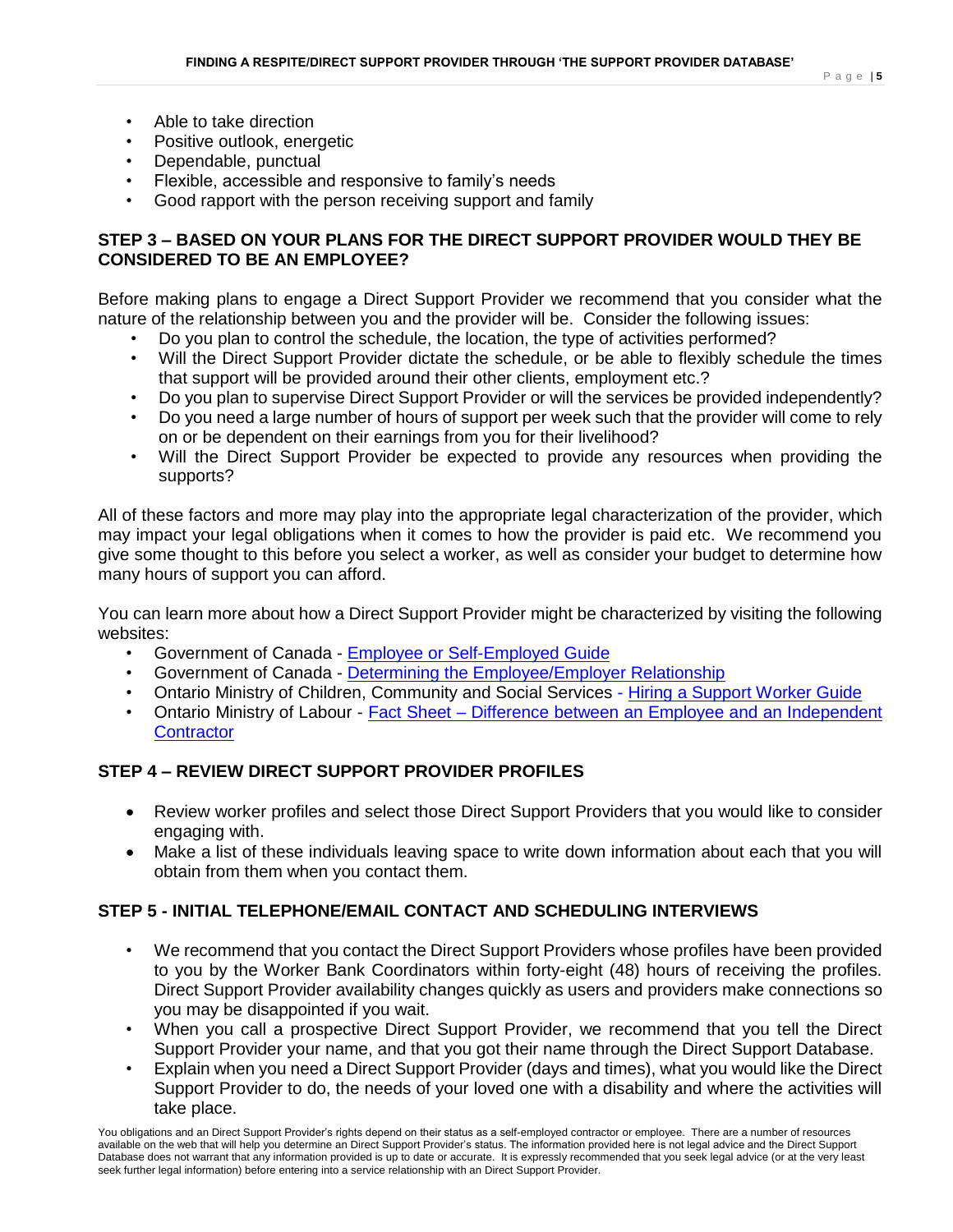- Able to take direction
- Positive outlook, energetic
- Dependable, punctual
- Flexible, accessible and responsive to family's needs
- Good rapport with the person receiving support and family

## STEP 3 – BASED ON YOUR PLANS FOR THE DIRECT SUPPORT PROVIDER WOULD THEY BE CONSIDERED TO BE AN EMPLOYEE?

Before making plans to engage a Direct Support Provider we recommend that you consider what the nature of the relationship between you and the provider will be. Consider the following issues:

- Do you plan to control the schedule, the location, the type of activities performed?
- Will the Direct Support Provider dictate the schedule, or be able to flexibly schedule the times that support will be provided around their other clients, employment etc.?
- Do you plan to supervise Direct Support Provider or will the services be provided independently?
- Do you need a large number of hours of support per week such that the provider will come to rely on or be dependent on their earnings from you for their livelihood?
- Will the Direct Support Provider be expected to provide any resources when providing the supports?

All of these factors and more may play into the appropriate legal characterization of the provider, which may impact your legal obligations when it comes to how the provider is paid etc. We recommend you give some thought to this before you select a worker, as well as consider your budget to determine how many hours of support you can afford.

You can learn more about how a Direct Support Provider might be characterized by visiting the following websites:

- Government of Canada - Employee or Self-Employed Guide
- Government of Canada - Determining the Employee/Employer Relationship
- Ontario Ministry of Children, Community and Social Services - Hiring a Support Worker Guide
- Ontario Ministry of Labour - Fact Sheet – Difference between an Employee and an Independent Contractor

## STEP 4 – REVIEW DIRECT SUPPORT PROVIDER PROFILES

- Review worker profiles and select those Direct Support Providers that you would like to consider engaging with.
- Make a list of these individuals leaving space to write down information about each that you will obtain from them when you contact them.

## STEP 5 - INITIAL TELEPHONE/EMAIL CONTACT AND SCHEDULING INTERVIEWS

- We recommend that you contact the Direct Support Providers whose profiles have been provided to you by the Worker Bank Coordinators within forty-eight (48) hours of receiving the profiles. Direct Support Provider availability changes quickly as users and providers make connections so you may be disappointed if you wait.
- When you call a prospective Direct Support Provider, we recommend that you tell the Direct Support Provider your name, and that you got their name through the Direct Support Database.
- Explain when you need a Direct Support Provider (days and times), what you would like the Direct Support Provider to do, the needs of your loved one with a disability and where the activities will take place.

You obligations and an Direct Support Provider's rights depend on their status as a self-employed contractor or employee. There are a number of resources available on the web that will help you determine an Direct Support Provider's status. The information provided here is not legal advice and the Direct Support Database does not warrant that any information provided is up to date or accurate. It is expressly recommended that you seek legal advice (or at the very least seek further legal information) before entering into a service relationship with an Direct Support Provider.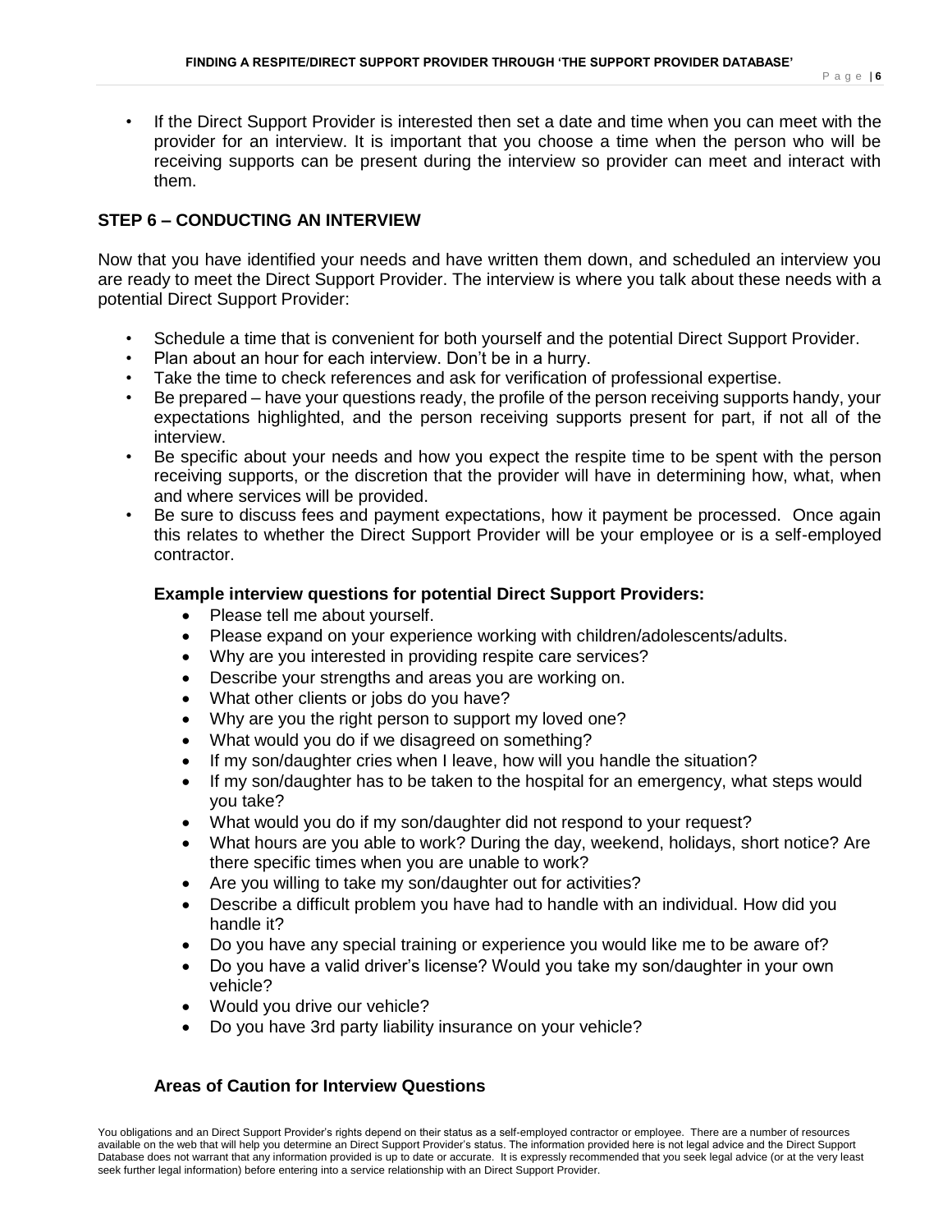- If the Direct Support Provider is interested then set a date and time when you can meet with the provider for an interview. It is important that you choose a time when the person who will be receiving supports can be present during the interview so provider can meet and interact with them.

## STEP 6 – CONDUCTING AN INTERVIEW

Now that you have identified your needs and have written them down, and scheduled an interview you are ready to meet the Direct Support Provider. The interview is where you talk about these needs with a potential Direct Support Provider:

- Schedule a time that is convenient for both yourself and the potential Direct Support Provider.
- Plan about an hour for each interview. Don't be in a hurry.
- Take the time to check references and ask for verification of professional expertise.
- Be prepared – have your questions ready, the profile of the person receiving supports handy, your expectations highlighted, and the person receiving supports present for part, if not all of the interview.
- Be specific about your needs and how you expect the respite time to be spent with the person receiving supports, or the discretion that the provider will have in determining how, what, when and where services will be provided.
- Be sure to discuss fees and payment expectations, how it payment be processed. Once again this relates to whether the Direct Support Provider will be your employee or is a self-employed contractor.

### Example interview questions for potential Direct Support Providers:

- Please tell me about yourself.
- Please expand on your experience working with children/adolescents/adults.
- Why are you interested in providing respite care services?
- Describe your strengths and areas you are working on.
- What other clients or jobs do you have?
- Why are you the right person to support my loved one?
- What would you do if we disagreed on something?
- If my son/daughter cries when I leave, how will you handle the situation?
- If my son/daughter has to be taken to the hospital for an emergency, what steps would you take?
- What would you do if my son/daughter did not respond to your request?
- What hours are you able to work? During the day, weekend, holidays, short notice? Are there specific times when you are unable to work?
- Are you willing to take my son/daughter out for activities?
- Describe a difficult problem you have had to handle with an individual. How did you handle it?
- Do you have any special training or experience you would like me to be aware of?
- Do you have a valid driver's license? Would you take my son/daughter in your own vehicle?
- Would you drive our vehicle?
- Do you have 3rd party liability insurance on your vehicle?

### Areas of Caution for Interview Questions

You obligations and an Direct Support Provider's rights depend on their status as a self-employed contractor or employee. There are a number of resources available on the web that will help you determine an Direct Support Provider's status. The information provided here is not legal advice and the Direct Support Database does not warrant that any information provided is up to date or accurate. It is expressly recommended that you seek legal advice (or at the very least seek further legal information) before entering into a service relationship with an Direct Support Provider.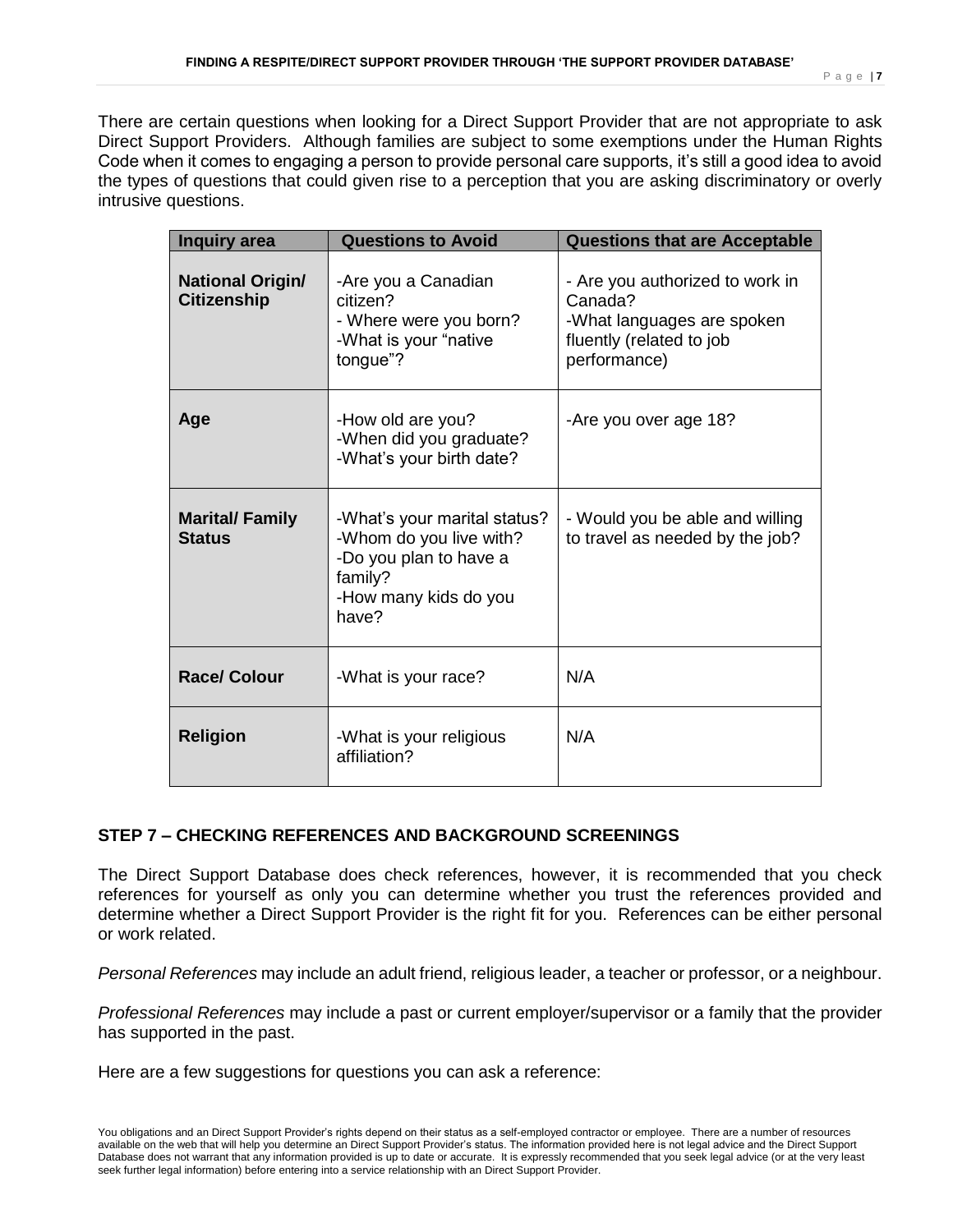There are certain questions when looking for a Direct Support Provider that are not appropriate to ask Direct Support Providers. Although families are subject to some exemptions under the Human Rights Code when it comes to engaging a person to provide personal care supports, it's still a good idea to avoid the types of questions that could given rise to a perception that you are asking discriminatory or overly intrusive questions.

| Inquiry area | Questions to Avoid | Questions that are Acceptable |
|---|---|---|
| **National Origin/ Citizenship** | -Are you a Canadian citizen?<br>- Where were you born?<br>-What is your "native tongue"? | - Are you authorized to work in Canada?<br>-What languages are spoken fluently (related to job performance) |
| **Age** | -How old are you?<br>-When did you graduate?<br>-What's your birth date? | -Are you over age 18? |
| **Marital/ Family Status** | -What's your marital status?<br>-Whom do you live with?<br>-Do you plan to have a family?<br>-How many kids do you have? | - Would you be able and willing to travel as needed by the job? |
| **Race/ Colour** | -What is your race? | N/A |
| **Religion** | -What is your religious affiliation? | N/A |

## STEP 7 – CHECKING REFERENCES AND BACKGROUND SCREENINGS

The Direct Support Database does check references, however, it is recommended that you check references for yourself as only you can determine whether you trust the references provided and determine whether a Direct Support Provider is the right fit for you. References can be either personal or work related.

*Personal References* may include an adult friend, religious leader, a teacher or professor, or a neighbour.

*Professional References* may include a past or current employer/supervisor or a family that the provider has supported in the past.

Here are a few suggestions for questions you can ask a reference:

You obligations and an Direct Support Provider's rights depend on their status as a self-employed contractor or employee. There are a number of resources available on the web that will help you determine an Direct Support Provider's status. The information provided here is not legal advice and the Direct Support Database does not warrant that any information provided is up to date or accurate. It is expressly recommended that you seek legal advice (or at the very least seek further legal information) before entering into a service relationship with an Direct Support Provider.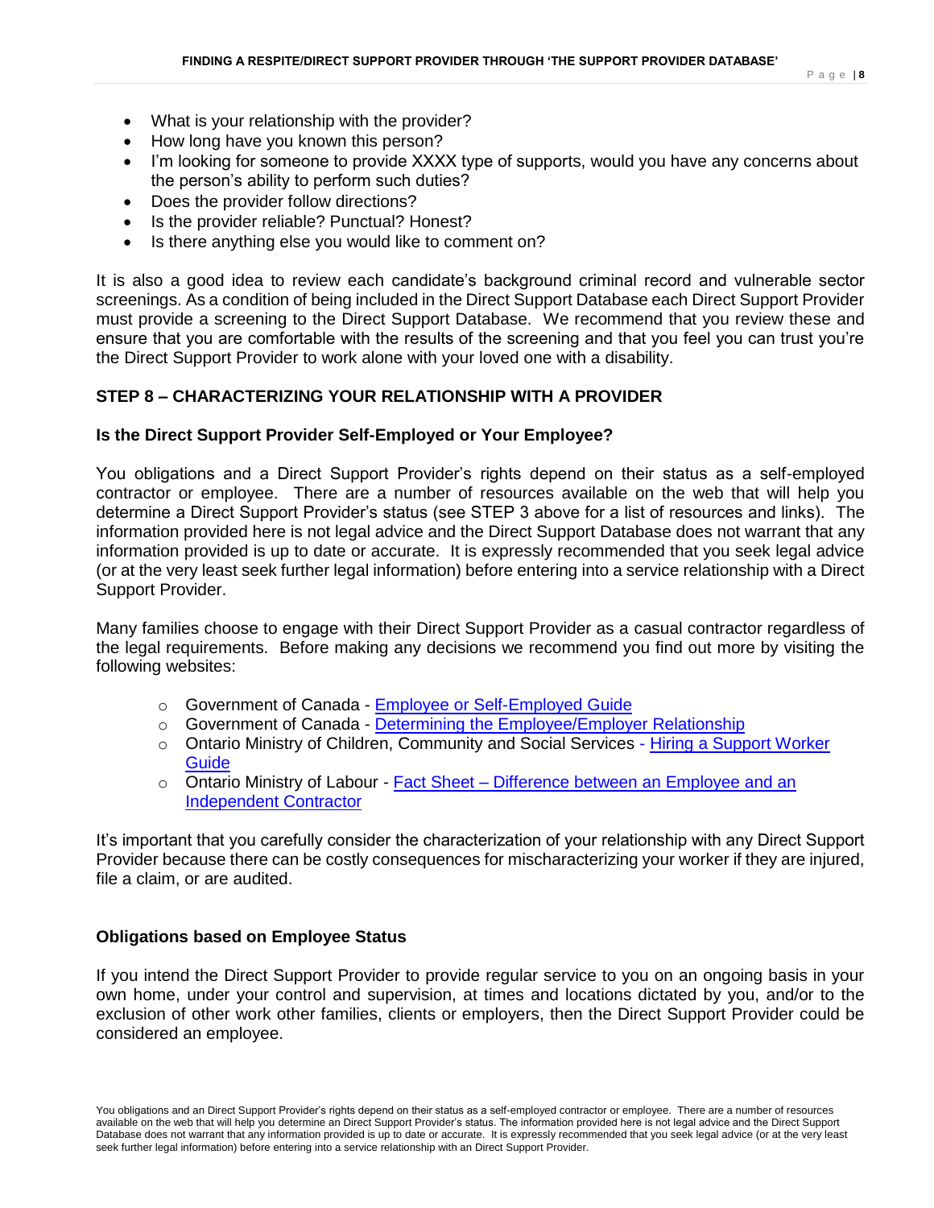- What is your relationship with the provider?
- How long have you known this person?
- I'm looking for someone to provide XXXX type of supports, would you have any concerns about the person's ability to perform such duties?
- Does the provider follow directions?
- Is the provider reliable? Punctual? Honest?
- Is there anything else you would like to comment on?

It is also a good idea to review each candidate's background criminal record and vulnerable sector screenings. As a condition of being included in the Direct Support Database each Direct Support Provider must provide a screening to the Direct Support Database. We recommend that you review these and ensure that you are comfortable with the results of the screening and that you feel you can trust you're the Direct Support Provider to work alone with your loved one with a disability.

## STEP 8 – CHARACTERIZING YOUR RELATIONSHIP WITH A PROVIDER

### Is the Direct Support Provider Self-Employed or Your Employee?

You obligations and a Direct Support Provider's rights depend on their status as a self-employed contractor or employee. There are a number of resources available on the web that will help you determine a Direct Support Provider's status (see STEP 3 above for a list of resources and links). The information provided here is not legal advice and the Direct Support Database does not warrant that any information provided is up to date or accurate. It is expressly recommended that you seek legal advice (or at the very least seek further legal information) before entering into a service relationship with a Direct Support Provider.

Many families choose to engage with their Direct Support Provider as a casual contractor regardless of the legal requirements. Before making any decisions we recommend you find out more by visiting the following websites:

- Government of Canada - Employee or Self-Employed Guide
- Government of Canada - Determining the Employee/Employer Relationship
- Ontario Ministry of Children, Community and Social Services - Hiring a Support Worker Guide
- Ontario Ministry of Labour - Fact Sheet – Difference between an Employee and an Independent Contractor

It's important that you carefully consider the characterization of your relationship with any Direct Support Provider because there can be costly consequences for mischaracterizing your worker if they are injured, file a claim, or are audited.

### Obligations based on Employee Status

If you intend the Direct Support Provider to provide regular service to you on an ongoing basis in your own home, under your control and supervision, at times and locations dictated by you, and/or to the exclusion of other work other families, clients or employers, then the Direct Support Provider could be considered an employee.

You obligations and an Direct Support Provider's rights depend on their status as a self-employed contractor or employee. There are a number of resources available on the web that will help you determine an Direct Support Provider's status. The information provided here is not legal advice and the Direct Support Database does not warrant that any information provided is up to date or accurate. It is expressly recommended that you seek legal advice (or at the very least seek further legal information) before entering into a service relationship with an Direct Support Provider.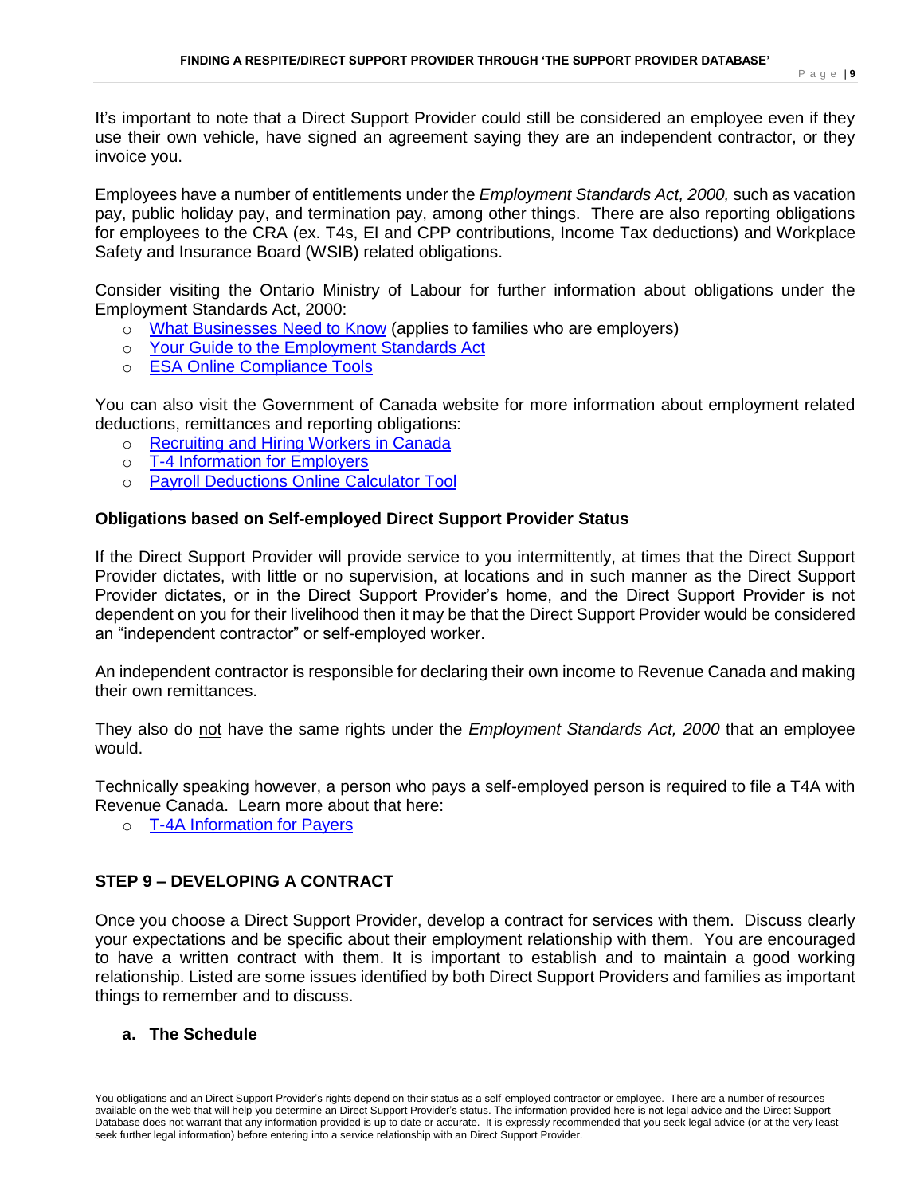It's important to note that a Direct Support Provider could still be considered an employee even if they use their own vehicle, have signed an agreement saying they are an independent contractor, or they invoice you.

Employees have a number of entitlements under the *Employment Standards Act, 2000,* such as vacation pay, public holiday pay, and termination pay, among other things. There are also reporting obligations for employees to the CRA (ex. T4s, EI and CPP contributions, Income Tax deductions) and Workplace Safety and Insurance Board (WSIB) related obligations.

Consider visiting the Ontario Ministry of Labour for further information about obligations under the Employment Standards Act, 2000:

- What Businesses Need to Know (applies to families who are employers)
- Your Guide to the Employment Standards Act
- ESA Online Compliance Tools

You can also visit the Government of Canada website for more information about employment related deductions, remittances and reporting obligations:

- Recruiting and Hiring Workers in Canada
- T-4 Information for Employers
- Payroll Deductions Online Calculator Tool

**Obligations based on Self-employed Direct Support Provider Status**

If the Direct Support Provider will provide service to you intermittently, at times that the Direct Support Provider dictates, with little or no supervision, at locations and in such manner as the Direct Support Provider dictates, or in the Direct Support Provider's home, and the Direct Support Provider is not dependent on you for their livelihood then it may be that the Direct Support Provider would be considered an "independent contractor" or self-employed worker.

An independent contractor is responsible for declaring their own income to Revenue Canada and making their own remittances.

They also do <u>not</u> have the same rights under the *Employment Standards Act, 2000* that an employee would.

Technically speaking however, a person who pays a self-employed person is required to file a T4A with Revenue Canada. Learn more about that here:

- T-4A Information for Payers

## STEP 9 – DEVELOPING A CONTRACT

Once you choose a Direct Support Provider, develop a contract for services with them. Discuss clearly your expectations and be specific about their employment relationship with them. You are encouraged to have a written contract with them. It is important to establish and to maintain a good working relationship. Listed are some issues identified by both Direct Support Providers and families as important things to remember and to discuss.

### a. The Schedule

You obligations and an Direct Support Provider's rights depend on their status as a self-employed contractor or employee. There are a number of resources available on the web that will help you determine an Direct Support Provider's status. The information provided here is not legal advice and the Direct Support Database does not warrant that any information provided is up to date or accurate. It is expressly recommended that you seek legal advice (or at the very least seek further legal information) before entering into a service relationship with an Direct Support Provider.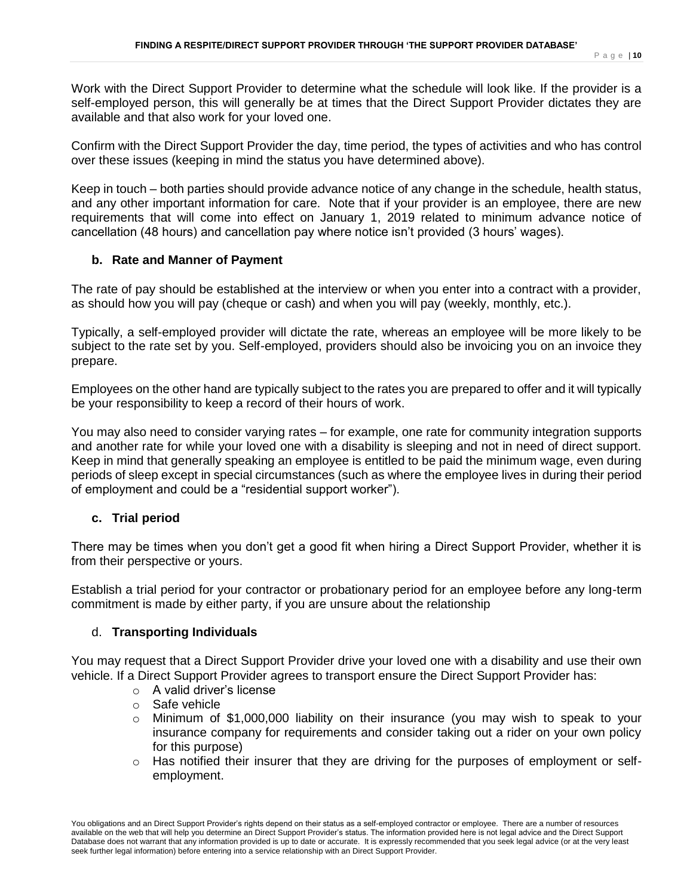Work with the Direct Support Provider to determine what the schedule will look like. If the provider is a self-employed person, this will generally be at times that the Direct Support Provider dictates they are available and that also work for your loved one.

Confirm with the Direct Support Provider the day, time period, the types of activities and who has control over these issues (keeping in mind the status you have determined above).

Keep in touch – both parties should provide advance notice of any change in the schedule, health status, and any other important information for care. Note that if your provider is an employee, there are new requirements that will come into effect on January 1, 2019 related to minimum advance notice of cancellation (48 hours) and cancellation pay where notice isn't provided (3 hours' wages).

### b. Rate and Manner of Payment

The rate of pay should be established at the interview or when you enter into a contract with a provider, as should how you will pay (cheque or cash) and when you will pay (weekly, monthly, etc.).

Typically, a self-employed provider will dictate the rate, whereas an employee will be more likely to be subject to the rate set by you. Self-employed, providers should also be invoicing you on an invoice they prepare.

Employees on the other hand are typically subject to the rates you are prepared to offer and it will typically be your responsibility to keep a record of their hours of work.

You may also need to consider varying rates – for example, one rate for community integration supports and another rate for while your loved one with a disability is sleeping and not in need of direct support. Keep in mind that generally speaking an employee is entitled to be paid the minimum wage, even during periods of sleep except in special circumstances (such as where the employee lives in during their period of employment and could be a "residential support worker").

### c. Trial period

There may be times when you don't get a good fit when hiring a Direct Support Provider, whether it is from their perspective or yours.

Establish a trial period for your contractor or probationary period for an employee before any long-term commitment is made by either party, if you are unsure about the relationship

### d. Transporting Individuals

You may request that a Direct Support Provider drive your loved one with a disability and use their own vehicle. If a Direct Support Provider agrees to transport ensure the Direct Support Provider has:

- A valid driver's license
- Safe vehicle
- Minimum of $1,000,000 liability on their insurance (you may wish to speak to your insurance company for requirements and consider taking out a rider on your own policy for this purpose)
- Has notified their insurer that they are driving for the purposes of employment or self-employment.

You obligations and an Direct Support Provider's rights depend on their status as a self-employed contractor or employee. There are a number of resources available on the web that will help you determine an Direct Support Provider's status. The information provided here is not legal advice and the Direct Support Database does not warrant that any information provided is up to date or accurate. It is expressly recommended that you seek legal advice (or at the very least seek further legal information) before entering into a service relationship with an Direct Support Provider.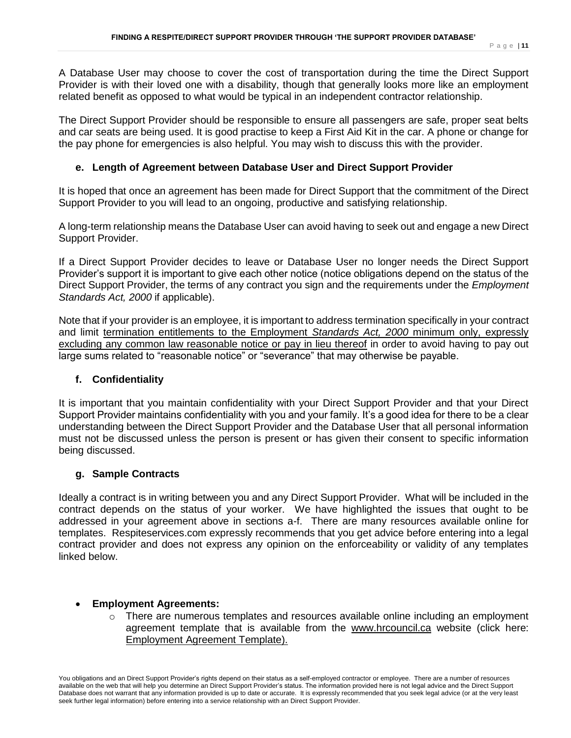A Database User may choose to cover the cost of transportation during the time the Direct Support Provider is with their loved one with a disability, though that generally looks more like an employment related benefit as opposed to what would be typical in an independent contractor relationship.

The Direct Support Provider should be responsible to ensure all passengers are safe, proper seat belts and car seats are being used. It is good practise to keep a First Aid Kit in the car. A phone or change for the pay phone for emergencies is also helpful. You may wish to discuss this with the provider.

### e. Length of Agreement between Database User and Direct Support Provider

It is hoped that once an agreement has been made for Direct Support that the commitment of the Direct Support Provider to you will lead to an ongoing, productive and satisfying relationship.

A long-term relationship means the Database User can avoid having to seek out and engage a new Direct Support Provider.

If a Direct Support Provider decides to leave or Database User no longer needs the Direct Support Provider's support it is important to give each other notice (notice obligations depend on the status of the Direct Support Provider, the terms of any contract you sign and the requirements under the *Employment Standards Act, 2000* if applicable).

Note that if your provider is an employee, it is important to address termination specifically in your contract and limit termination entitlements to the Employment *Standards Act, 2000* minimum only, expressly excluding any common law reasonable notice or pay in lieu thereof in order to avoid having to pay out large sums related to "reasonable notice" or "severance" that may otherwise be payable.

### f. Confidentiality

It is important that you maintain confidentiality with your Direct Support Provider and that your Direct Support Provider maintains confidentiality with you and your family. It's a good idea for there to be a clear understanding between the Direct Support Provider and the Database User that all personal information must not be discussed unless the person is present or has given their consent to specific information being discussed.

### g. Sample Contracts

Ideally a contract is in writing between you and any Direct Support Provider. What will be included in the contract depends on the status of your worker. We have highlighted the issues that ought to be addressed in your agreement above in sections a-f. There are many resources available online for templates. Respiteservices.com expressly recommends that you get advice before entering into a legal contract provider and does not express any opinion on the enforceability or validity of any templates linked below.

- **Employment Agreements:**
  - There are numerous templates and resources available online including an employment agreement template that is available from the www.hrcouncil.ca website (click here: Employment Agreement Template).

You obligations and an Direct Support Provider's rights depend on their status as a self-employed contractor or employee. There are a number of resources available on the web that will help you determine an Direct Support Provider's status. The information provided here is not legal advice and the Direct Support Database does not warrant that any information provided is up to date or accurate. It is expressly recommended that you seek legal advice (or at the very least seek further legal information) before entering into a service relationship with an Direct Support Provider.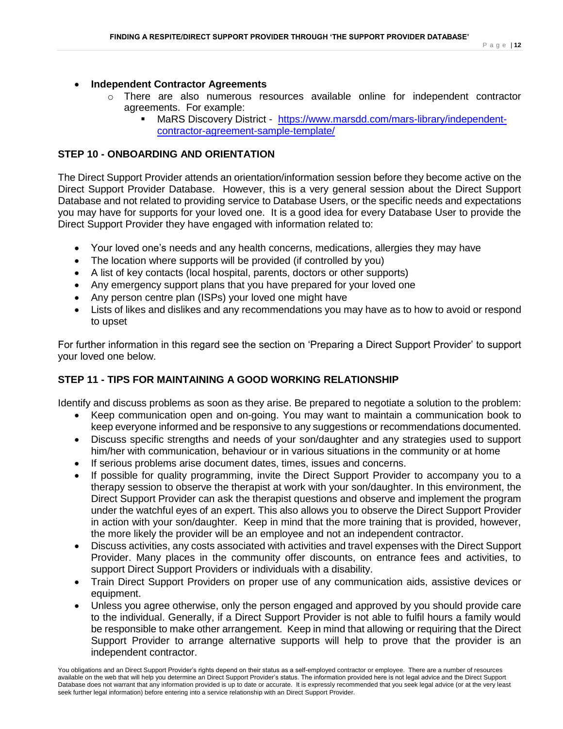- **Independent Contractor Agreements**
  - There are also numerous resources available online for independent contractor agreements. For example:
    - MaRS Discovery District - [https://www.marsdd.com/mars-library/independent-contractor-agreement-sample-template/](https://www.marsdd.com/mars-library/independent-contractor-agreement-sample-template/)

## STEP 10 - ONBOARDING AND ORIENTATION

The Direct Support Provider attends an orientation/information session before they become active on the Direct Support Provider Database. However, this is a very general session about the Direct Support Database and not related to providing service to Database Users, or the specific needs and expectations you may have for supports for your loved one. It is a good idea for every Database User to provide the Direct Support Provider they have engaged with information related to:

- Your loved one's needs and any health concerns, medications, allergies they may have
- The location where supports will be provided (if controlled by you)
- A list of key contacts (local hospital, parents, doctors or other supports)
- Any emergency support plans that you have prepared for your loved one
- Any person centre plan (ISPs) your loved one might have
- Lists of likes and dislikes and any recommendations you may have as to how to avoid or respond to upset

For further information in this regard see the section on 'Preparing a Direct Support Provider' to support your loved one below.

## STEP 11 - TIPS FOR MAINTAINING A GOOD WORKING RELATIONSHIP

Identify and discuss problems as soon as they arise. Be prepared to negotiate a solution to the problem:

- Keep communication open and on-going. You may want to maintain a communication book to keep everyone informed and be responsive to any suggestions or recommendations documented.
- Discuss specific strengths and needs of your son/daughter and any strategies used to support him/her with communication, behaviour or in various situations in the community or at home
- If serious problems arise document dates, times, issues and concerns.
- If possible for quality programming, invite the Direct Support Provider to accompany you to a therapy session to observe the therapist at work with your son/daughter. In this environment, the Direct Support Provider can ask the therapist questions and observe and implement the program under the watchful eyes of an expert. This also allows you to observe the Direct Support Provider in action with your son/daughter. Keep in mind that the more training that is provided, however, the more likely the provider will be an employee and not an independent contractor.
- Discuss activities, any costs associated with activities and travel expenses with the Direct Support Provider. Many places in the community offer discounts, on entrance fees and activities, to support Direct Support Providers or individuals with a disability.
- Train Direct Support Providers on proper use of any communication aids, assistive devices or equipment.
- Unless you agree otherwise, only the person engaged and approved by you should provide care to the individual. Generally, if a Direct Support Provider is not able to fulfil hours a family would be responsible to make other arrangement. Keep in mind that allowing or requiring that the Direct Support Provider to arrange alternative supports will help to prove that the provider is an independent contractor.

You obligations and an Direct Support Provider's rights depend on their status as a self-employed contractor or employee. There are a number of resources available on the web that will help you determine an Direct Support Provider's status. The information provided here is not legal advice and the Direct Support Database does not warrant that any information provided is up to date or accurate. It is expressly recommended that you seek legal advice (or at the very least seek further legal information) before entering into a service relationship with an Direct Support Provider.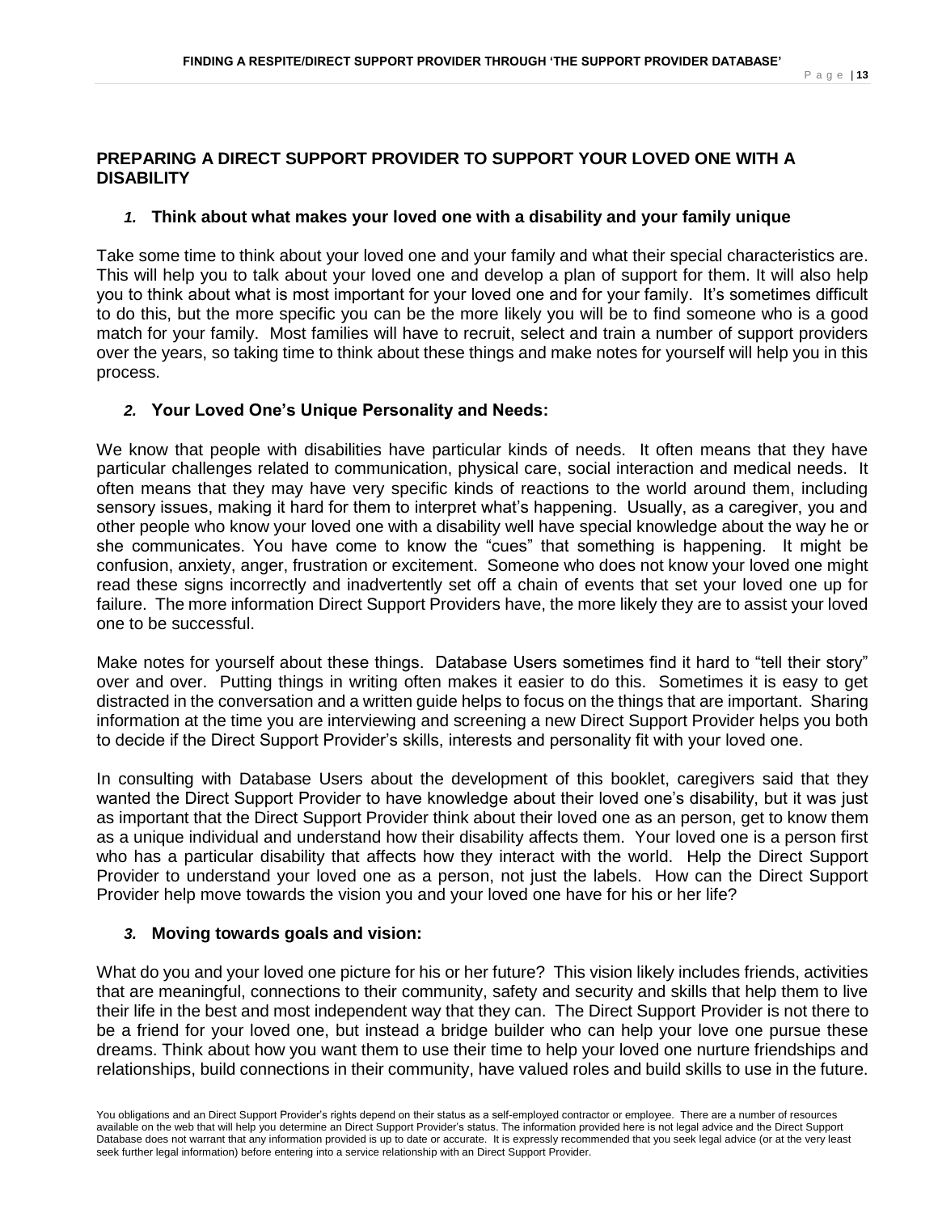## PREPARING A DIRECT SUPPORT PROVIDER TO SUPPORT YOUR LOVED ONE WITH A DISABILITY

### *1.* Think about what makes your loved one with a disability and your family unique

Take some time to think about your loved one and your family and what their special characteristics are. This will help you to talk about your loved one and develop a plan of support for them. It will also help you to think about what is most important for your loved one and for your family. It's sometimes difficult to do this, but the more specific you can be the more likely you will be to find someone who is a good match for your family. Most families will have to recruit, select and train a number of support providers over the years, so taking time to think about these things and make notes for yourself will help you in this process.

### *2.* Your Loved One's Unique Personality and Needs:

We know that people with disabilities have particular kinds of needs. It often means that they have particular challenges related to communication, physical care, social interaction and medical needs. It often means that they may have very specific kinds of reactions to the world around them, including sensory issues, making it hard for them to interpret what's happening. Usually, as a caregiver, you and other people who know your loved one with a disability well have special knowledge about the way he or she communicates. You have come to know the "cues" that something is happening. It might be confusion, anxiety, anger, frustration or excitement. Someone who does not know your loved one might read these signs incorrectly and inadvertently set off a chain of events that set your loved one up for failure. The more information Direct Support Providers have, the more likely they are to assist your loved one to be successful.

Make notes for yourself about these things. Database Users sometimes find it hard to "tell their story" over and over. Putting things in writing often makes it easier to do this. Sometimes it is easy to get distracted in the conversation and a written guide helps to focus on the things that are important. Sharing information at the time you are interviewing and screening a new Direct Support Provider helps you both to decide if the Direct Support Provider's skills, interests and personality fit with your loved one.

In consulting with Database Users about the development of this booklet, caregivers said that they wanted the Direct Support Provider to have knowledge about their loved one's disability, but it was just as important that the Direct Support Provider think about their loved one as an person, get to know them as a unique individual and understand how their disability affects them. Your loved one is a person first who has a particular disability that affects how they interact with the world. Help the Direct Support Provider to understand your loved one as a person, not just the labels. How can the Direct Support Provider help move towards the vision you and your loved one have for his or her life?

### *3.* Moving towards goals and vision:

What do you and your loved one picture for his or her future? This vision likely includes friends, activities that are meaningful, connections to their community, safety and security and skills that help them to live their life in the best and most independent way that they can. The Direct Support Provider is not there to be a friend for your loved one, but instead a bridge builder who can help your love one pursue these dreams. Think about how you want them to use their time to help your loved one nurture friendships and relationships, build connections in their community, have valued roles and build skills to use in the future.

You obligations and an Direct Support Provider's rights depend on their status as a self-employed contractor or employee. There are a number of resources available on the web that will help you determine an Direct Support Provider's status. The information provided here is not legal advice and the Direct Support Database does not warrant that any information provided is up to date or accurate. It is expressly recommended that you seek legal advice (or at the very least seek further legal information) before entering into a service relationship with an Direct Support Provider.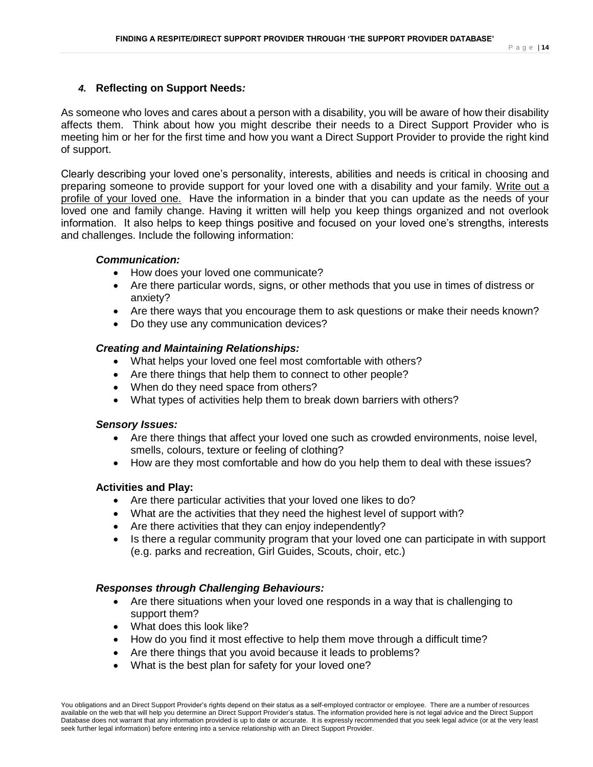## *4.* **Reflecting on Support Needs*:***

As someone who loves and cares about a person with a disability, you will be aware of how their disability affects them. Think about how you might describe their needs to a Direct Support Provider who is meeting him or her for the first time and how you want a Direct Support Provider to provide the right kind of support.

Clearly describing your loved one's personality, interests, abilities and needs is critical in choosing and preparing someone to provide support for your loved one with a disability and your family. Write out a profile of your loved one. Have the information in a binder that you can update as the needs of your loved one and family change. Having it written will help you keep things organized and not overlook information. It also helps to keep things positive and focused on your loved one's strengths, interests and challenges. Include the following information:

***Communication:***

- How does your loved one communicate?
- Are there particular words, signs, or other methods that you use in times of distress or anxiety?
- Are there ways that you encourage them to ask questions or make their needs known?
- Do they use any communication devices?

***Creating and Maintaining Relationships:***

- What helps your loved one feel most comfortable with others?
- Are there things that help them to connect to other people?
- When do they need space from others?
- What types of activities help them to break down barriers with others?

***Sensory Issues:***

- Are there things that affect your loved one such as crowded environments, noise level, smells, colours, texture or feeling of clothing?
- How are they most comfortable and how do you help them to deal with these issues?

**Activities and Play:**

- Are there particular activities that your loved one likes to do?
- What are the activities that they need the highest level of support with?
- Are there activities that they can enjoy independently?
- Is there a regular community program that your loved one can participate in with support (e.g. parks and recreation, Girl Guides, Scouts, choir, etc.)

***Responses through Challenging Behaviours:***

- Are there situations when your loved one responds in a way that is challenging to support them?
- What does this look like?
- How do you find it most effective to help them move through a difficult time?
- Are there things that you avoid because it leads to problems?
- What is the best plan for safety for your loved one?

You obligations and an Direct Support Provider's rights depend on their status as a self-employed contractor or employee. There are a number of resources available on the web that will help you determine an Direct Support Provider's status. The information provided here is not legal advice and the Direct Support Database does not warrant that any information provided is up to date or accurate. It is expressly recommended that you seek legal advice (or at the very least seek further legal information) before entering into a service relationship with an Direct Support Provider.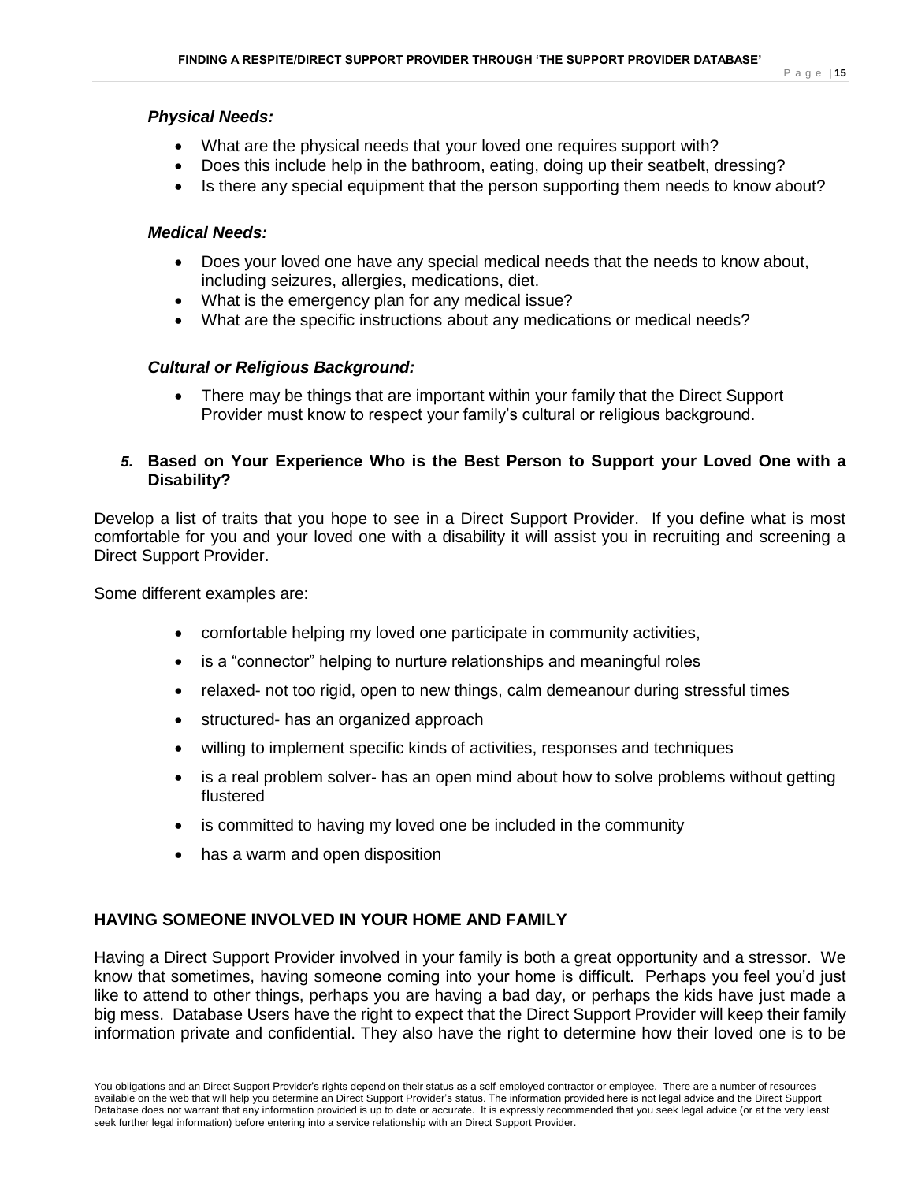### *Physical Needs:*

- What are the physical needs that your loved one requires support with?
- Does this include help in the bathroom, eating, doing up their seatbelt, dressing?
- Is there any special equipment that the person supporting them needs to know about?

### *Medical Needs:*

- Does your loved one have any special medical needs that the needs to know about, including seizures, allergies, medications, diet.
- What is the emergency plan for any medical issue?
- What are the specific instructions about any medications or medical needs?

### *Cultural or Religious Background:*

- There may be things that are important within your family that the Direct Support Provider must know to respect your family's cultural or religious background.

### *5.* Based on Your Experience Who is the Best Person to Support your Loved One with a Disability?

Develop a list of traits that you hope to see in a Direct Support Provider. If you define what is most comfortable for you and your loved one with a disability it will assist you in recruiting and screening a Direct Support Provider.

Some different examples are:

- comfortable helping my loved one participate in community activities,
- is a "connector" helping to nurture relationships and meaningful roles
- relaxed- not too rigid, open to new things, calm demeanour during stressful times
- structured- has an organized approach
- willing to implement specific kinds of activities, responses and techniques
- is a real problem solver- has an open mind about how to solve problems without getting flustered
- is committed to having my loved one be included in the community
- has a warm and open disposition

## HAVING SOMEONE INVOLVED IN YOUR HOME AND FAMILY

Having a Direct Support Provider involved in your family is both a great opportunity and a stressor. We know that sometimes, having someone coming into your home is difficult. Perhaps you feel you'd just like to attend to other things, perhaps you are having a bad day, or perhaps the kids have just made a big mess. Database Users have the right to expect that the Direct Support Provider will keep their family information private and confidential. They also have the right to determine how their loved one is to be

You obligations and an Direct Support Provider's rights depend on their status as a self-employed contractor or employee. There are a number of resources available on the web that will help you determine an Direct Support Provider's status. The information provided here is not legal advice and the Direct Support Database does not warrant that any information provided is up to date or accurate. It is expressly recommended that you seek legal advice (or at the very least seek further legal information) before entering into a service relationship with an Direct Support Provider.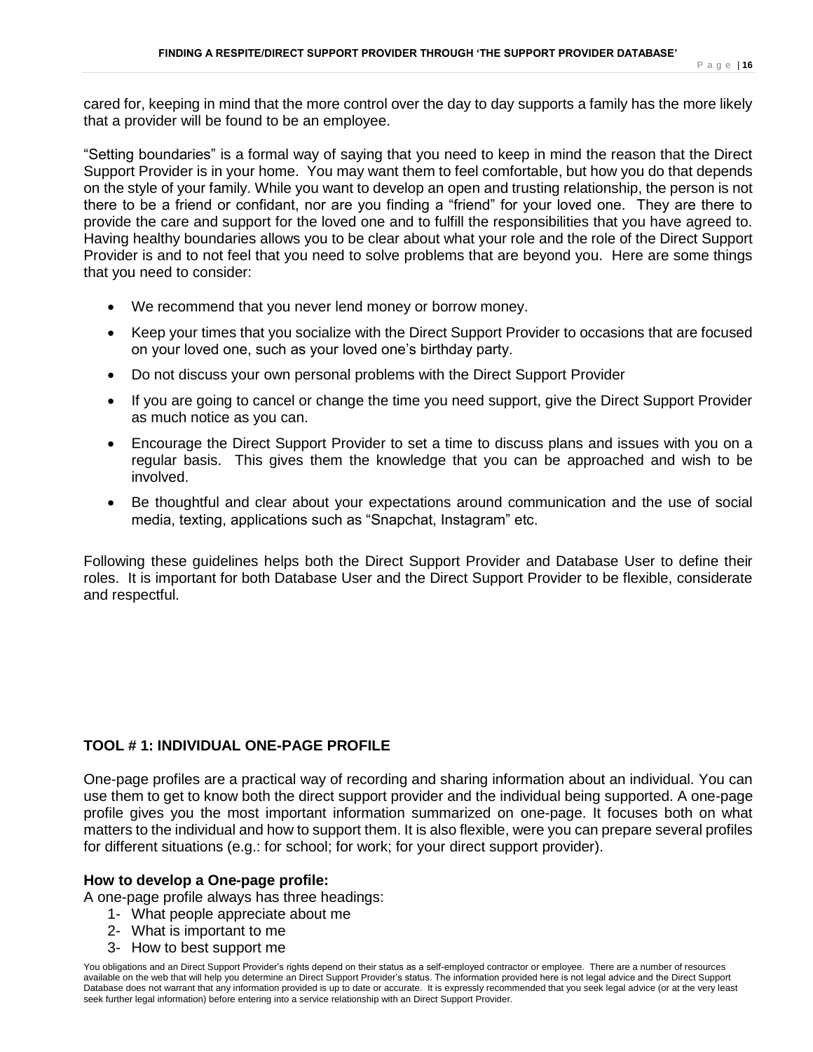cared for, keeping in mind that the more control over the day to day supports a family has the more likely that a provider will be found to be an employee.

"Setting boundaries" is a formal way of saying that you need to keep in mind the reason that the Direct Support Provider is in your home. You may want them to feel comfortable, but how you do that depends on the style of your family. While you want to develop an open and trusting relationship, the person is not there to be a friend or confidant, nor are you finding a "friend" for your loved one. They are there to provide the care and support for the loved one and to fulfill the responsibilities that you have agreed to. Having healthy boundaries allows you to be clear about what your role and the role of the Direct Support Provider is and to not feel that you need to solve problems that are beyond you. Here are some things that you need to consider:

- We recommend that you never lend money or borrow money.
- Keep your times that you socialize with the Direct Support Provider to occasions that are focused on your loved one, such as your loved one's birthday party.
- Do not discuss your own personal problems with the Direct Support Provider
- If you are going to cancel or change the time you need support, give the Direct Support Provider as much notice as you can.
- Encourage the Direct Support Provider to set a time to discuss plans and issues with you on a regular basis. This gives them the knowledge that you can be approached and wish to be involved.
- Be thoughtful and clear about your expectations around communication and the use of social media, texting, applications such as "Snapchat, Instagram" etc.

Following these guidelines helps both the Direct Support Provider and Database User to define their roles. It is important for both Database User and the Direct Support Provider to be flexible, considerate and respectful.

## TOOL # 1: INDIVIDUAL ONE-PAGE PROFILE

One-page profiles are a practical way of recording and sharing information about an individual. You can use them to get to know both the direct support provider and the individual being supported. A one-page profile gives you the most important information summarized on one-page. It focuses both on what matters to the individual and how to support them. It is also flexible, were you can prepare several profiles for different situations (e.g.: for school; for work; for your direct support provider).

**How to develop a One-page profile:**

A one-page profile always has three headings:

1- What people appreciate about me
2- What is important to me
3- How to best support me

You obligations and an Direct Support Provider's rights depend on their status as a self-employed contractor or employee. There are a number of resources available on the web that will help you determine an Direct Support Provider's status. The information provided here is not legal advice and the Direct Support Database does not warrant that any information provided is up to date or accurate. It is expressly recommended that you seek legal advice (or at the very least seek further legal information) before entering into a service relationship with an Direct Support Provider.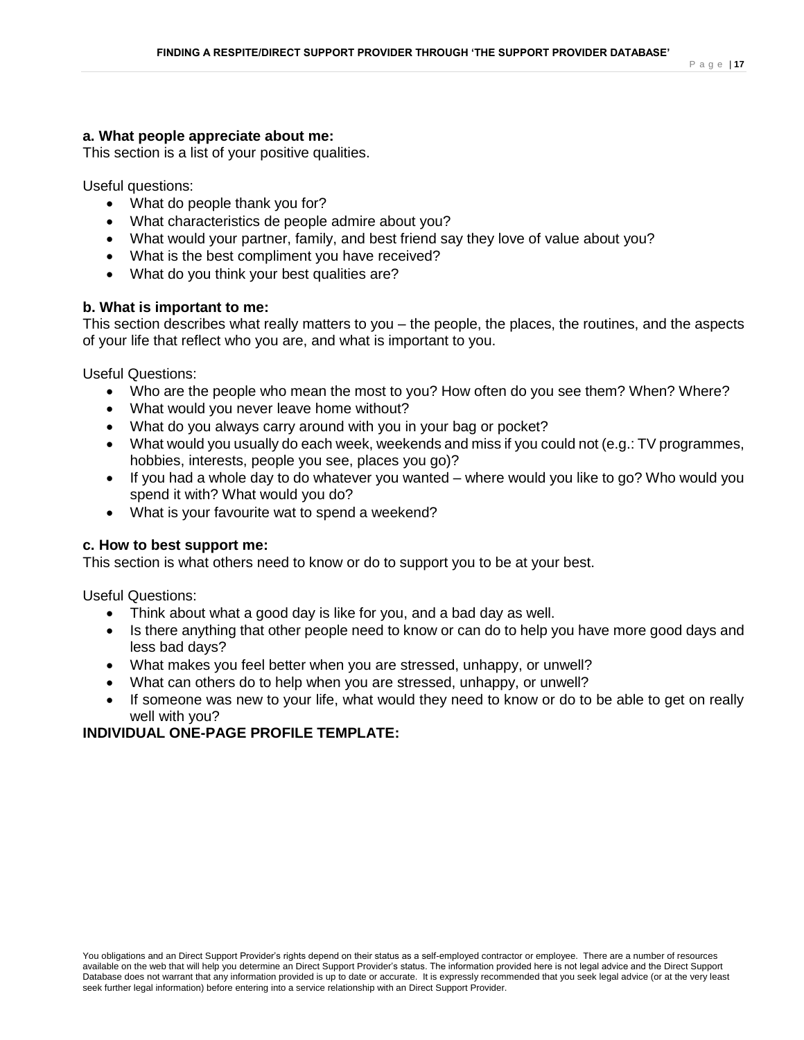**a. What people appreciate about me:**
This section is a list of your positive qualities.

Useful questions:

- What do people thank you for?
- What characteristics de people admire about you?
- What would your partner, family, and best friend say they love of value about you?
- What is the best compliment you have received?
- What do you think your best qualities are?

**b. What is important to me:**
This section describes what really matters to you – the people, the places, the routines, and the aspects of your life that reflect who you are, and what is important to you.

Useful Questions:

- Who are the people who mean the most to you? How often do you see them? When? Where?
- What would you never leave home without?
- What do you always carry around with you in your bag or pocket?
- What would you usually do each week, weekends and miss if you could not (e.g.: TV programmes, hobbies, interests, people you see, places you go)?
- If you had a whole day to do whatever you wanted – where would you like to go? Who would you spend it with? What would you do?
- What is your favourite wat to spend a weekend?

**c. How to best support me:**
This section is what others need to know or do to support you to be at your best.

Useful Questions:

- Think about what a good day is like for you, and a bad day as well.
- Is there anything that other people need to know or can do to help you have more good days and less bad days?
- What makes you feel better when you are stressed, unhappy, or unwell?
- What can others do to help when you are stressed, unhappy, or unwell?
- If someone was new to your life, what would they need to know or do to be able to get on really well with you?

**INDIVIDUAL ONE-PAGE PROFILE TEMPLATE:**

You obligations and an Direct Support Provider's rights depend on their status as a self-employed contractor or employee. There are a number of resources available on the web that will help you determine an Direct Support Provider's status. The information provided here is not legal advice and the Direct Support Database does not warrant that any information provided is up to date or accurate. It is expressly recommended that you seek legal advice (or at the very least seek further legal information) before entering into a service relationship with an Direct Support Provider.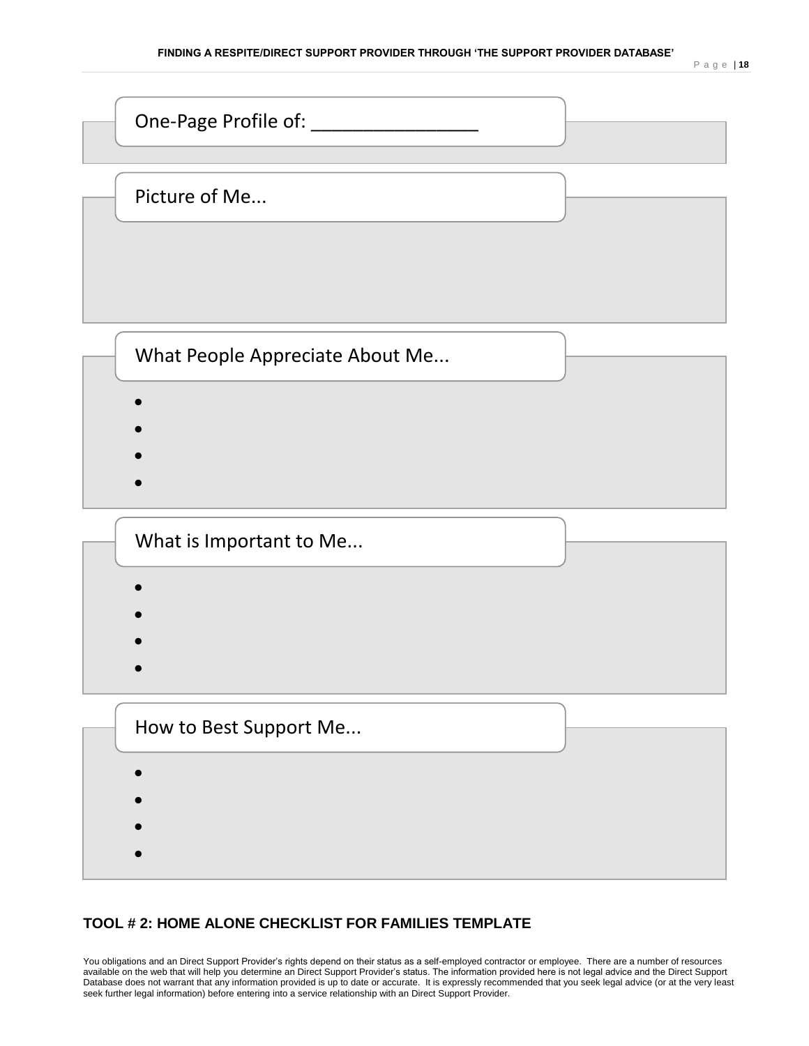One-Page Profile of: ________________

Picture of Me...

What People Appreciate About Me...

- 
- 
- 
- 

What is Important to Me...

- 
- 
- 
- 

How to Best Support Me...

- 
- 
- 
- 

## TOOL # 2: HOME ALONE CHECKLIST FOR FAMILIES TEMPLATE

You obligations and an Direct Support Provider's rights depend on their status as a self-employed contractor or employee. There are a number of resources available on the web that will help you determine an Direct Support Provider's status. The information provided here is not legal advice and the Direct Support Database does not warrant that any information provided is up to date or accurate. It is expressly recommended that you seek legal advice (or at the very least seek further legal information) before entering into a service relationship with an Direct Support Provider.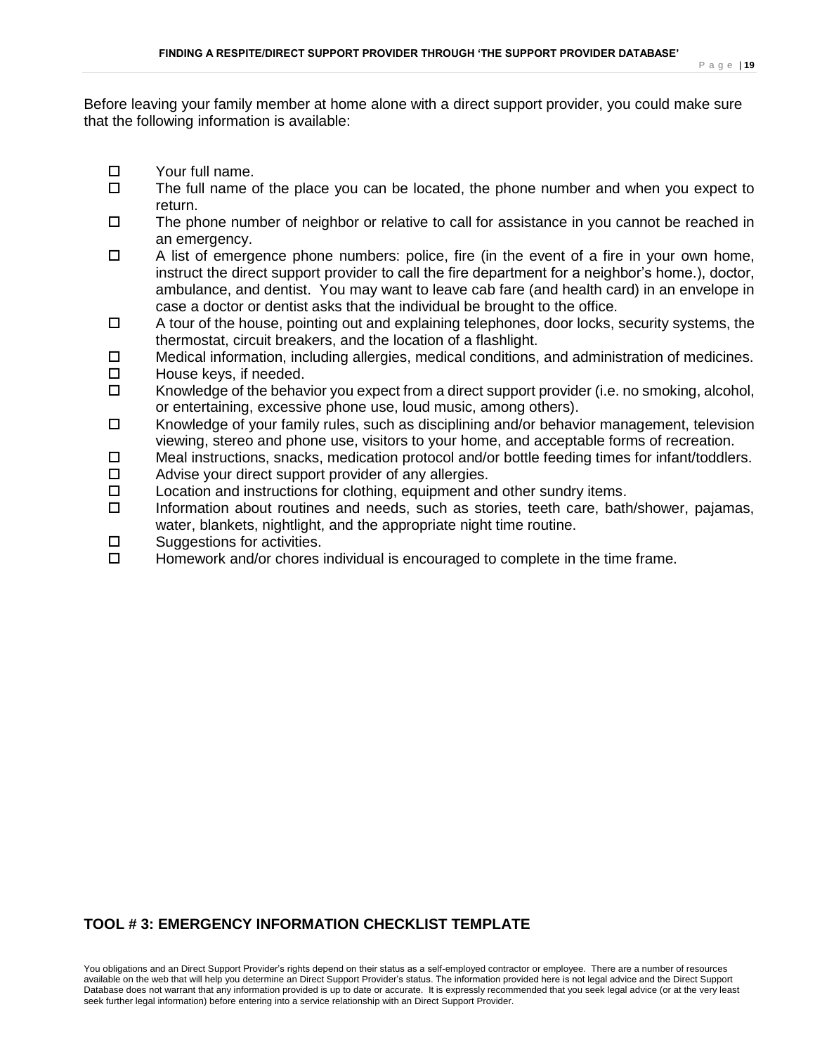Before leaving your family member at home alone with a direct support provider, you could make sure that the following information is available:

- ☐ Your full name.
- ☐ The full name of the place you can be located, the phone number and when you expect to return.
- ☐ The phone number of neighbor or relative to call for assistance in you cannot be reached in an emergency.
- ☐ A list of emergence phone numbers: police, fire (in the event of a fire in your own home, instruct the direct support provider to call the fire department for a neighbor's home.), doctor, ambulance, and dentist. You may want to leave cab fare (and health card) in an envelope in case a doctor or dentist asks that the individual be brought to the office.
- ☐ A tour of the house, pointing out and explaining telephones, door locks, security systems, the thermostat, circuit breakers, and the location of a flashlight.
- ☐ Medical information, including allergies, medical conditions, and administration of medicines.
- ☐ House keys, if needed.
- ☐ Knowledge of the behavior you expect from a direct support provider (i.e. no smoking, alcohol, or entertaining, excessive phone use, loud music, among others).
- ☐ Knowledge of your family rules, such as disciplining and/or behavior management, television viewing, stereo and phone use, visitors to your home, and acceptable forms of recreation.
- ☐ Meal instructions, snacks, medication protocol and/or bottle feeding times for infant/toddlers.
- ☐ Advise your direct support provider of any allergies.
- ☐ Location and instructions for clothing, equipment and other sundry items.
- ☐ Information about routines and needs, such as stories, teeth care, bath/shower, pajamas, water, blankets, nightlight, and the appropriate night time routine.
- ☐ Suggestions for activities.
- ☐ Homework and/or chores individual is encouraged to complete in the time frame.

## TOOL # 3: EMERGENCY INFORMATION CHECKLIST TEMPLATE

You obligations and an Direct Support Provider's rights depend on their status as a self-employed contractor or employee. There are a number of resources available on the web that will help you determine an Direct Support Provider's status. The information provided here is not legal advice and the Direct Support Database does not warrant that any information provided is up to date or accurate. It is expressly recommended that you seek legal advice (or at the very least seek further legal information) before entering into a service relationship with an Direct Support Provider.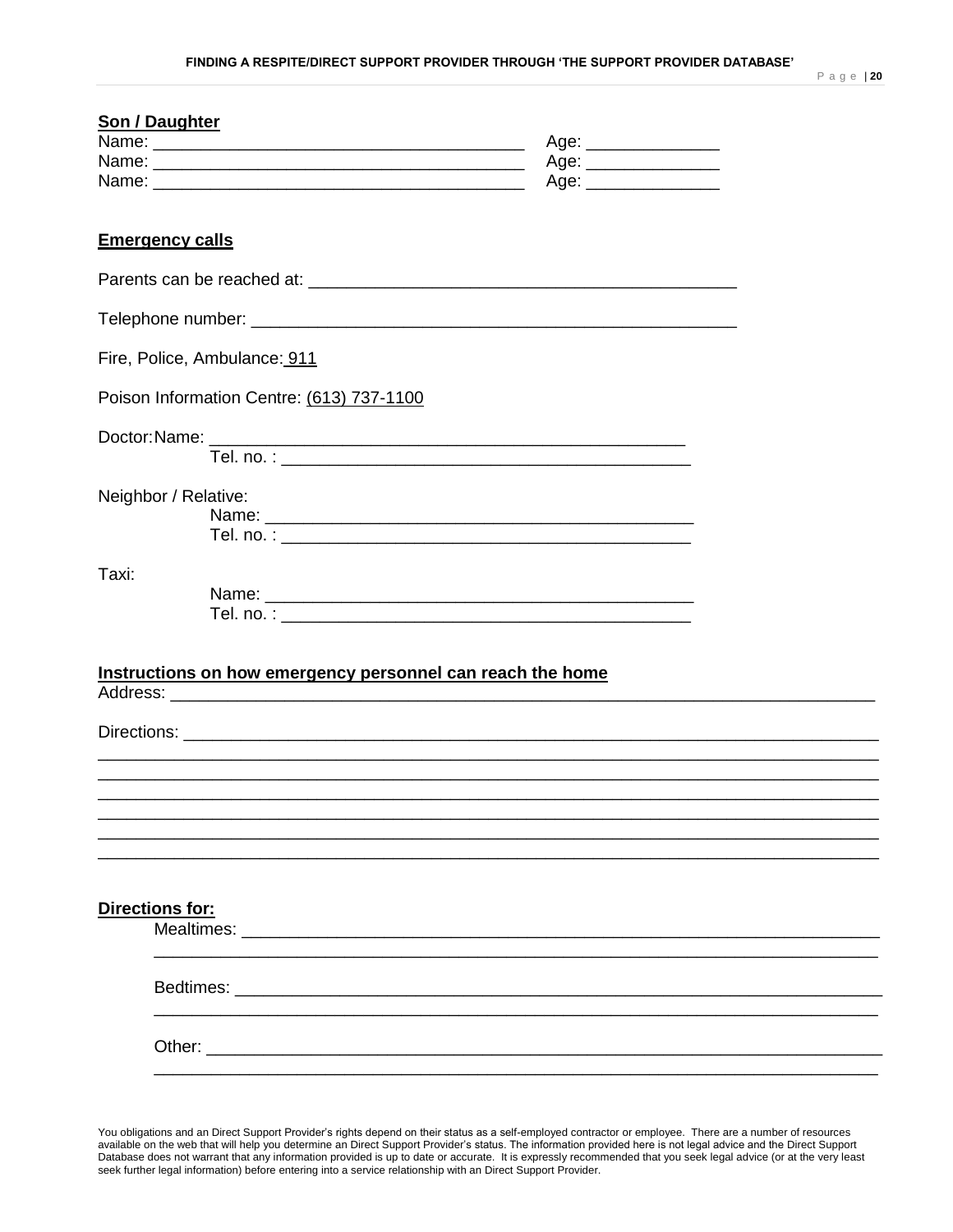**Son / Daughter**

Name: ______________________________________ Age: ______________

Name: ______________________________________ Age: ______________

Name: ______________________________________ Age: ______________

**Emergency calls**

Parents can be reached at: ______________________________________________

Telephone number: ____________________________________________________

Fire, Police, Ambulance: 911

Poison Information Centre: (613) 737-1100

Doctor: Name: ______________________________________________

Tel. no. : ____________________________________________

Neighbor / Relative:

Name: ______________________________________________

Tel. no. : ____________________________________________

Taxi:

Name: ______________________________________________

Tel. no. : ____________________________________________

**Instructions on how emergency personnel can reach the home**

Address: ____________________________________________________________________

Directions: __________________________________________________________________

______________________________________________________________________________

______________________________________________________________________________

______________________________________________________________________________

______________________________________________________________________________

______________________________________________________________________________

______________________________________________________________________________

**Directions for:**

Mealtimes: ___________________________________________________________________

______________________________________________________________________________

Bedtimes: ____________________________________________________________________

______________________________________________________________________________

Other: _______________________________________________________________________

______________________________________________________________________________

You obligations and an Direct Support Provider's rights depend on their status as a self-employed contractor or employee. There are a number of resources available on the web that will help you determine an Direct Support Provider's status. The information provided here is not legal advice and the Direct Support Database does not warrant that any information provided is up to date or accurate. It is expressly recommended that you seek legal advice (or at the very least seek further legal information) before entering into a service relationship with an Direct Support Provider.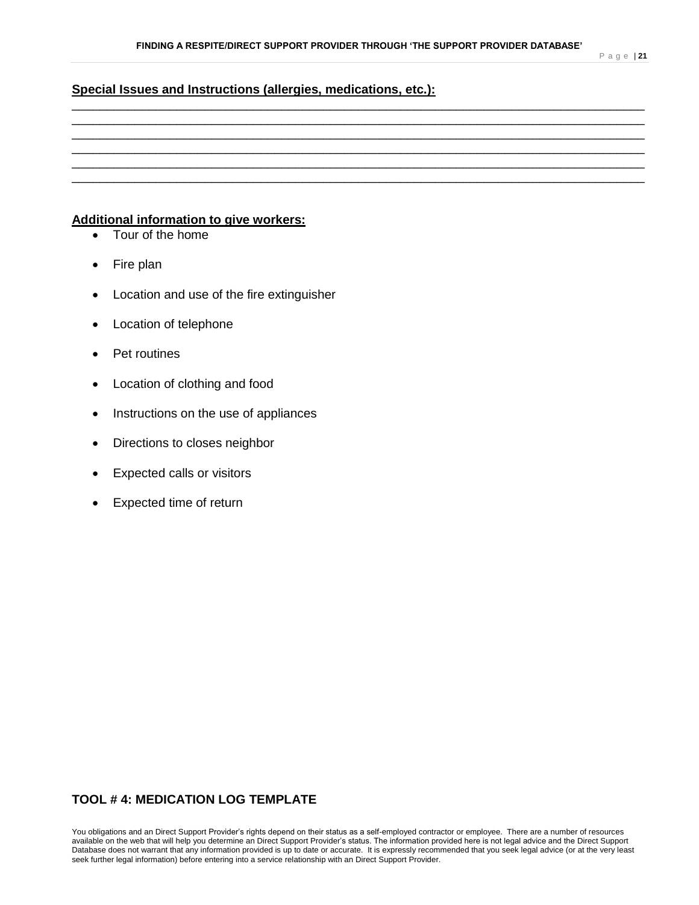**Special Issues and Instructions (allergies, medications, etc.):**

\_\_\_\_\_\_\_\_\_\_\_\_\_\_\_\_\_\_\_\_\_\_\_\_\_\_\_\_\_\_\_\_\_\_\_\_\_\_\_\_\_\_\_\_\_\_\_\_\_\_\_\_\_\_\_\_\_\_\_\_\_\_\_\_\_\_\_\_\_\_\_\_\_\_\_\_\_\_\_\_
\_\_\_\_\_\_\_\_\_\_\_\_\_\_\_\_\_\_\_\_\_\_\_\_\_\_\_\_\_\_\_\_\_\_\_\_\_\_\_\_\_\_\_\_\_\_\_\_\_\_\_\_\_\_\_\_\_\_\_\_\_\_\_\_\_\_\_\_\_\_\_\_\_\_\_\_\_\_\_\_
\_\_\_\_\_\_\_\_\_\_\_\_\_\_\_\_\_\_\_\_\_\_\_\_\_\_\_\_\_\_\_\_\_\_\_\_\_\_\_\_\_\_\_\_\_\_\_\_\_\_\_\_\_\_\_\_\_\_\_\_\_\_\_\_\_\_\_\_\_\_\_\_\_\_\_\_\_\_\_\_
\_\_\_\_\_\_\_\_\_\_\_\_\_\_\_\_\_\_\_\_\_\_\_\_\_\_\_\_\_\_\_\_\_\_\_\_\_\_\_\_\_\_\_\_\_\_\_\_\_\_\_\_\_\_\_\_\_\_\_\_\_\_\_\_\_\_\_\_\_\_\_\_\_\_\_\_\_\_\_\_
\_\_\_\_\_\_\_\_\_\_\_\_\_\_\_\_\_\_\_\_\_\_\_\_\_\_\_\_\_\_\_\_\_\_\_\_\_\_\_\_\_\_\_\_\_\_\_\_\_\_\_\_\_\_\_\_\_\_\_\_\_\_\_\_\_\_\_\_\_\_\_\_\_\_\_\_\_\_\_\_
\_\_\_\_\_\_\_\_\_\_\_\_\_\_\_\_\_\_\_\_\_\_\_\_\_\_\_\_\_\_\_\_\_\_\_\_\_\_\_\_\_\_\_\_\_\_\_\_\_\_\_\_\_\_\_\_\_\_\_\_\_\_\_\_\_\_\_\_\_\_\_\_\_\_\_\_\_\_\_\_

**Additional information to give workers:**

- Tour of the home
- Fire plan
- Location and use of the fire extinguisher
- Location of telephone
- Pet routines
- Location of clothing and food
- Instructions on the use of appliances
- Directions to closes neighbor
- Expected calls or visitors
- Expected time of return

## TOOL # 4: MEDICATION LOG TEMPLATE

You obligations and an Direct Support Provider's rights depend on their status as a self-employed contractor or employee. There are a number of resources available on the web that will help you determine an Direct Support Provider's status. The information provided here is not legal advice and the Direct Support Database does not warrant that any information provided is up to date or accurate. It is expressly recommended that you seek legal advice (or at the very least seek further legal information) before entering into a service relationship with an Direct Support Provider.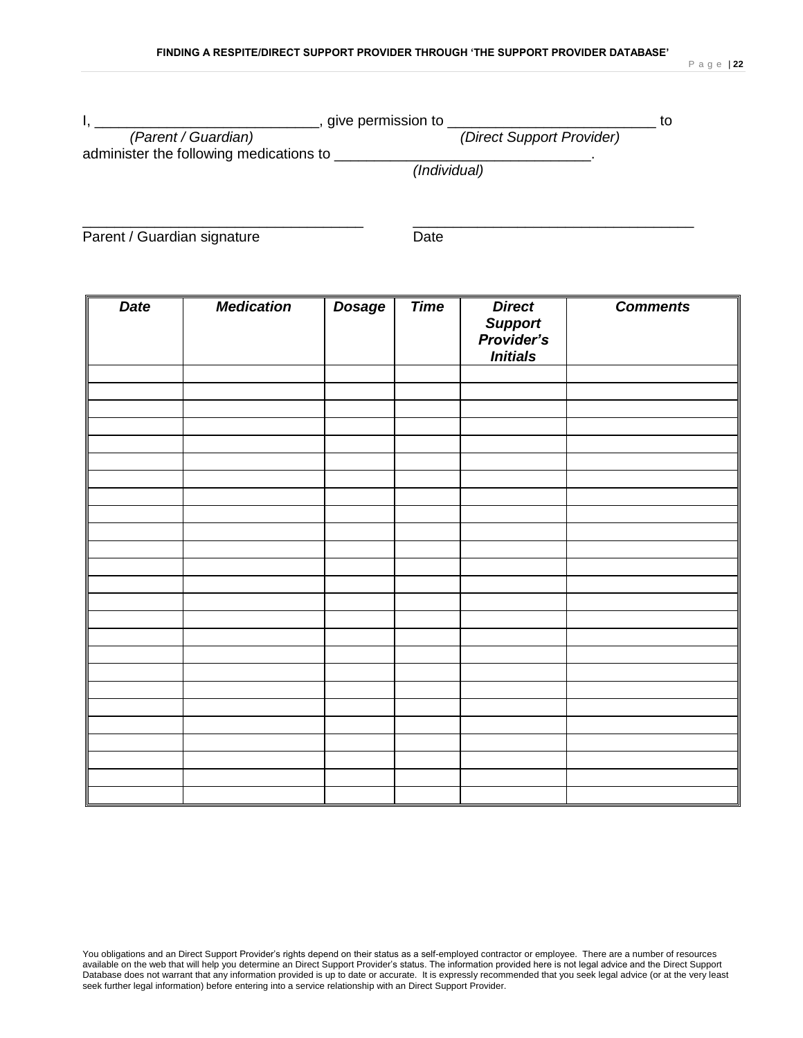I, ____________________________, give permission to __________________________ to
(Parent / Guardian) (Direct Support Provider)
administer the following medications to ________________________________.
(Individual)

___________________________________ ___________________________________
Parent / Guardian signature Date

| ***Date*** | ***Medication*** | ***Dosage*** | ***Time*** | ***Direct Support Provider's Initials*** | ***Comments*** |
|---|---|---|---|---|---|
| | | | | | |
| | | | | | |
| | | | | | |
| | | | | | |
| | | | | | |
| | | | | | |
| | | | | | |
| | | | | | |
| | | | | | |
| | | | | | |
| | | | | | |
| | | | | | |
| | | | | | |
| | | | | | |
| | | | | | |
| | | | | | |
| | | | | | |
| | | | | | |
| | | | | | |
| | | | | | |
| | | | | | |
| | | | | | |
| | | | | | |
| | | | | | |
| | | | | | |

You obligations and an Direct Support Provider's rights depend on their status as a self-employed contractor or employee. There are a number of resources available on the web that will help you determine an Direct Support Provider's status. The information provided here is not legal advice and the Direct Support Database does not warrant that any information provided is up to date or accurate. It is expressly recommended that you seek legal advice (or at the very least seek further legal information) before entering into a service relationship with an Direct Support Provider.